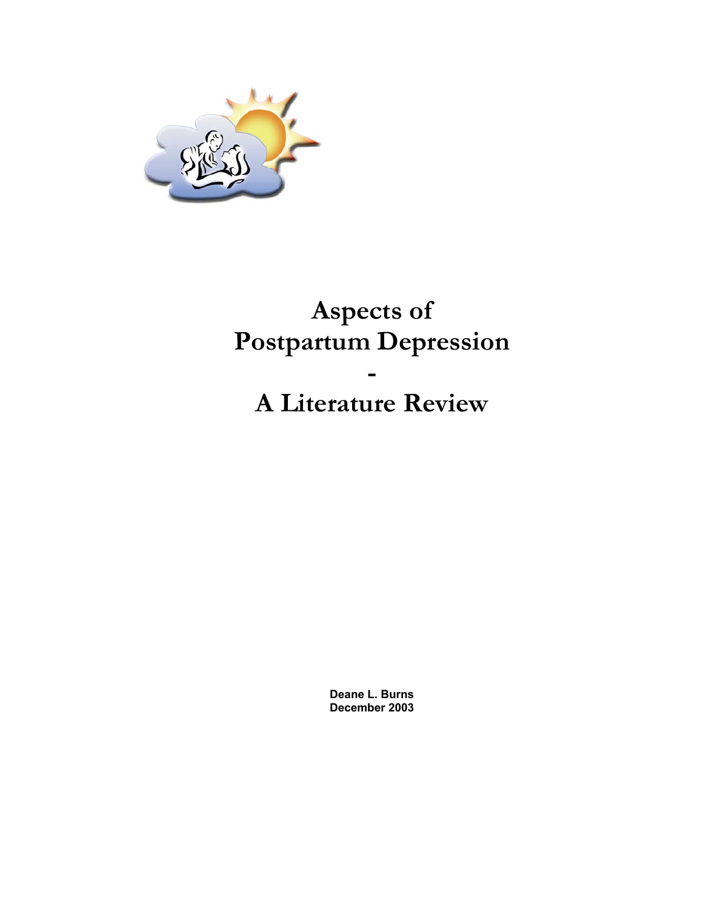# Aspects of Postpartum Depression - A Literature Review

**Deane L. Burns**
**December 2003**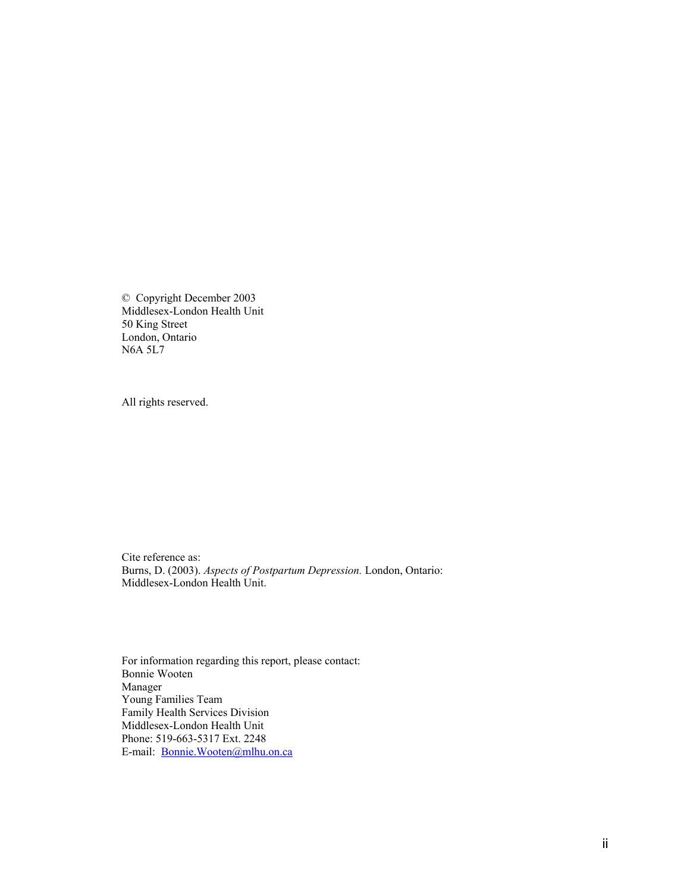© Copyright December 2003
Middlesex-London Health Unit
50 King Street
London, Ontario
N6A 5L7

All rights reserved.

Cite reference as:
Burns, D. (2003). *Aspects of Postpartum Depression.* London, Ontario: Middlesex-London Health Unit.

For information regarding this report, please contact:
Bonnie Wooten
Manager
Young Families Team
Family Health Services Division
Middlesex-London Health Unit
Phone: 519-663-5317 Ext. 2248
E-mail: Bonnie.Wooten@mlhu.on.ca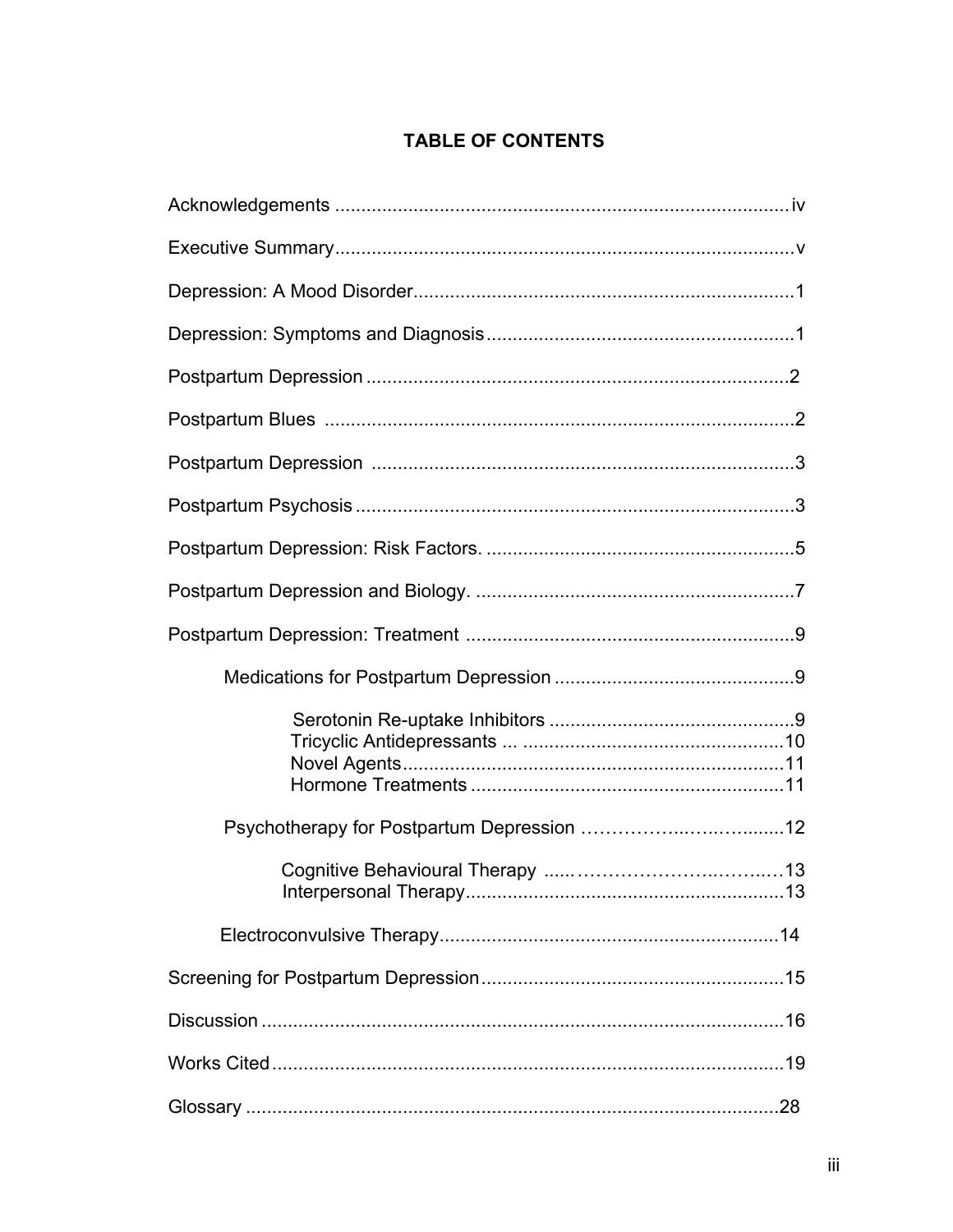# TABLE OF CONTENTS

Acknowledgements ........................................................................................ iv

Executive Summary......................................................................................... v

Depression: A Mood Disorder.........................................................................1

Depression: Symptoms and Diagnosis............................................................1

Postpartum Depression .................................................................................2

Postpartum Blues ..........................................................................................2

Postpartum Depression ..................................................................................3

Postpartum Psychosis.....................................................................................3

Postpartum Depression: Risk Factors. ............................................................5

Postpartum Depression and Biology. ..............................................................7

Postpartum Depression: Treatment ................................................................9

- Medications for Postpartum Depression ..............................................9
  - Serotonin Re-uptake Inhibitors ................................................9
  - Tricyclic Antidepressants ... ..................................................10
  - Novel Agents.........................................................................11
  - Hormone Treatments .............................................................11
- Psychotherapy for Postpartum Depression ……………..……….......12
  - Cognitive Behavioural Therapy ......……………………..……..…13
  - Interpersonal Therapy.............................................................13
- Electroconvulsive Therapy.................................................................14

Screening for Postpartum Depression...........................................................15

Discussion .....................................................................................................16

Works Cited....................................................................................................19

Glossary .......................................................................................................28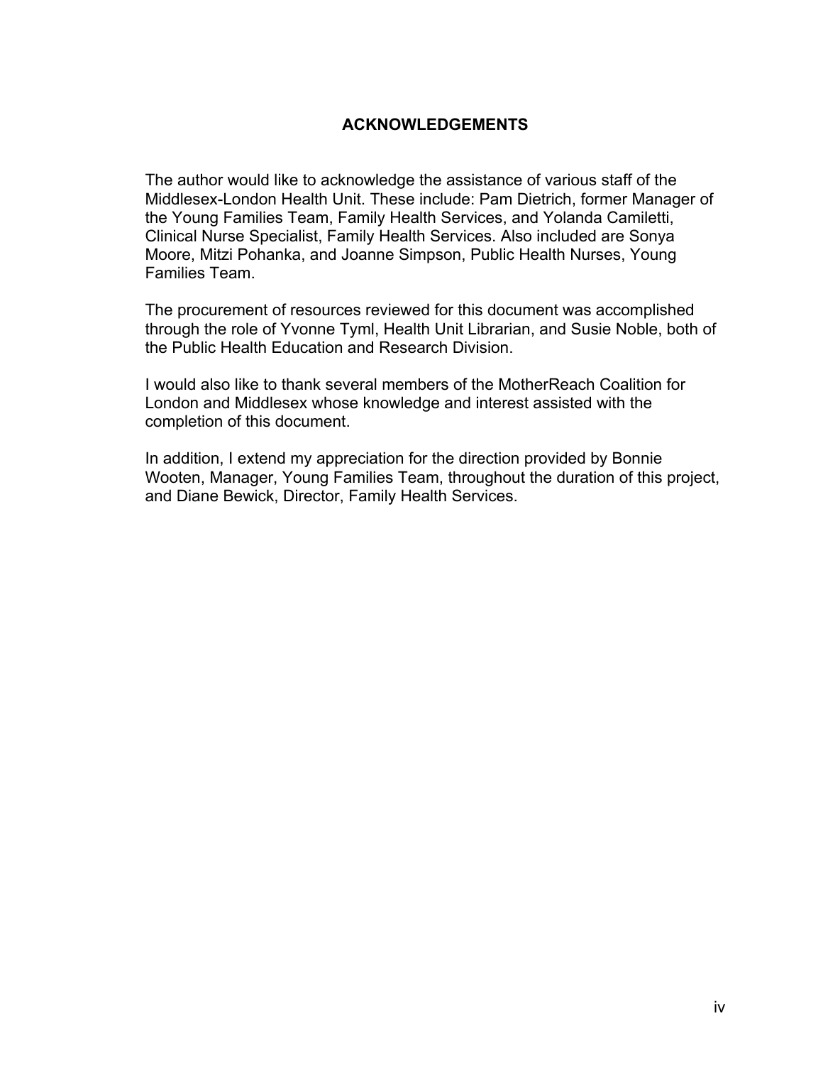# ACKNOWLEDGEMENTS

The author would like to acknowledge the assistance of various staff of the Middlesex-London Health Unit. These include: Pam Dietrich, former Manager of the Young Families Team, Family Health Services, and Yolanda Camiletti, Clinical Nurse Specialist, Family Health Services. Also included are Sonya Moore, Mitzi Pohanka, and Joanne Simpson, Public Health Nurses, Young Families Team.

The procurement of resources reviewed for this document was accomplished through the role of Yvonne Tyml, Health Unit Librarian, and Susie Noble, both of the Public Health Education and Research Division.

I would also like to thank several members of the MotherReach Coalition for London and Middlesex whose knowledge and interest assisted with the completion of this document.

In addition, I extend my appreciation for the direction provided by Bonnie Wooten, Manager, Young Families Team, throughout the duration of this project, and Diane Bewick, Director, Family Health Services.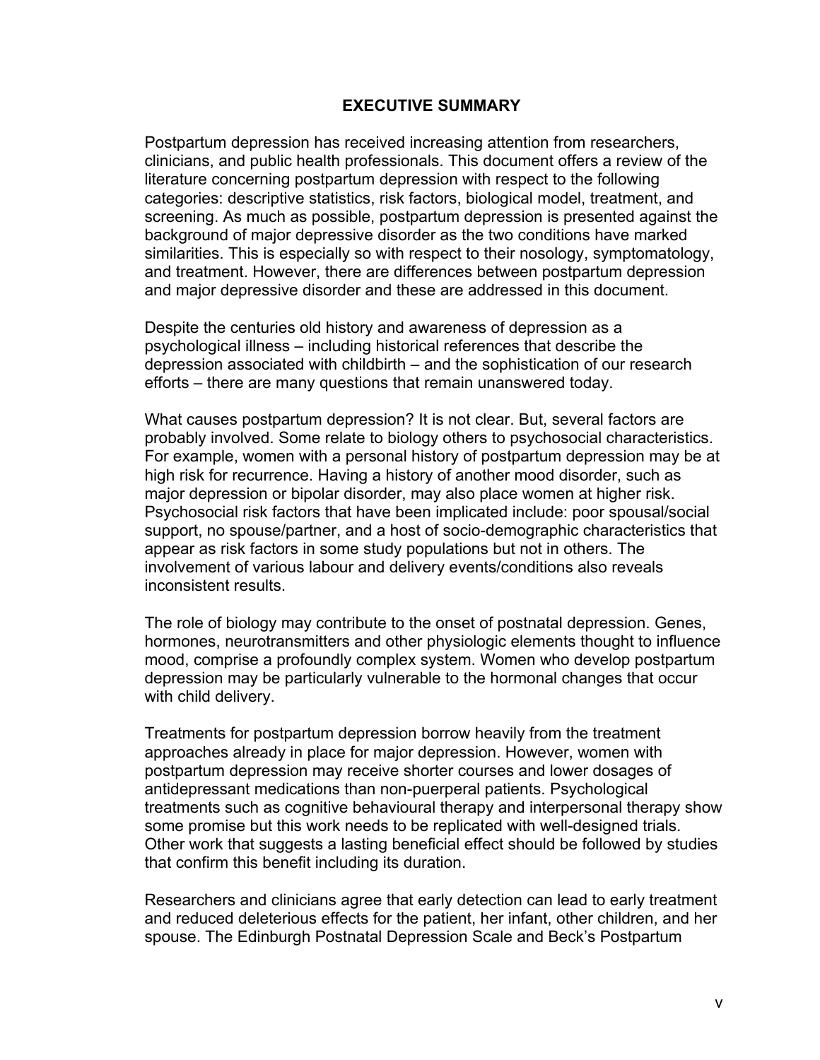# EXECUTIVE SUMMARY

Postpartum depression has received increasing attention from researchers, clinicians, and public health professionals. This document offers a review of the literature concerning postpartum depression with respect to the following categories: descriptive statistics, risk factors, biological model, treatment, and screening. As much as possible, postpartum depression is presented against the background of major depressive disorder as the two conditions have marked similarities. This is especially so with respect to their nosology, symptomatology, and treatment. However, there are differences between postpartum depression and major depressive disorder and these are addressed in this document.

Despite the centuries old history and awareness of depression as a psychological illness – including historical references that describe the depression associated with childbirth – and the sophistication of our research efforts – there are many questions that remain unanswered today.

What causes postpartum depression? It is not clear. But, several factors are probably involved. Some relate to biology others to psychosocial characteristics. For example, women with a personal history of postpartum depression may be at high risk for recurrence. Having a history of another mood disorder, such as major depression or bipolar disorder, may also place women at higher risk. Psychosocial risk factors that have been implicated include: poor spousal/social support, no spouse/partner, and a host of socio-demographic characteristics that appear as risk factors in some study populations but not in others. The involvement of various labour and delivery events/conditions also reveals inconsistent results.

The role of biology may contribute to the onset of postnatal depression. Genes, hormones, neurotransmitters and other physiologic elements thought to influence mood, comprise a profoundly complex system. Women who develop postpartum depression may be particularly vulnerable to the hormonal changes that occur with child delivery.

Treatments for postpartum depression borrow heavily from the treatment approaches already in place for major depression. However, women with postpartum depression may receive shorter courses and lower dosages of antidepressant medications than non-puerperal patients. Psychological treatments such as cognitive behavioural therapy and interpersonal therapy show some promise but this work needs to be replicated with well-designed trials. Other work that suggests a lasting beneficial effect should be followed by studies that confirm this benefit including its duration.

Researchers and clinicians agree that early detection can lead to early treatment and reduced deleterious effects for the patient, her infant, other children, and her spouse. The Edinburgh Postnatal Depression Scale and Beck's Postpartum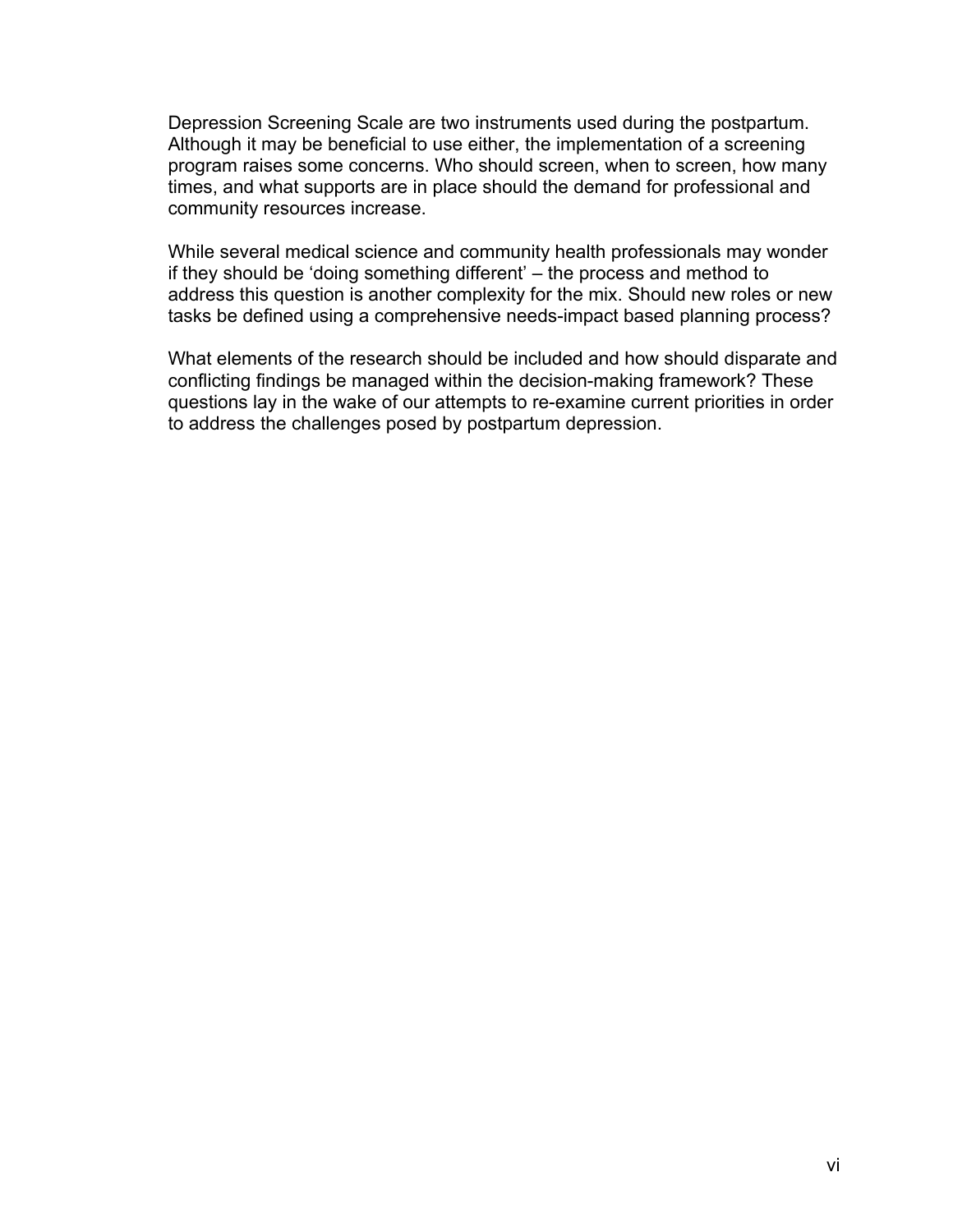Depression Screening Scale are two instruments used during the postpartum. Although it may be beneficial to use either, the implementation of a screening program raises some concerns. Who should screen, when to screen, how many times, and what supports are in place should the demand for professional and community resources increase.

While several medical science and community health professionals may wonder if they should be 'doing something different' – the process and method to address this question is another complexity for the mix. Should new roles or new tasks be defined using a comprehensive needs-impact based planning process?

What elements of the research should be included and how should disparate and conflicting findings be managed within the decision-making framework? These questions lay in the wake of our attempts to re-examine current priorities in order to address the challenges posed by postpartum depression.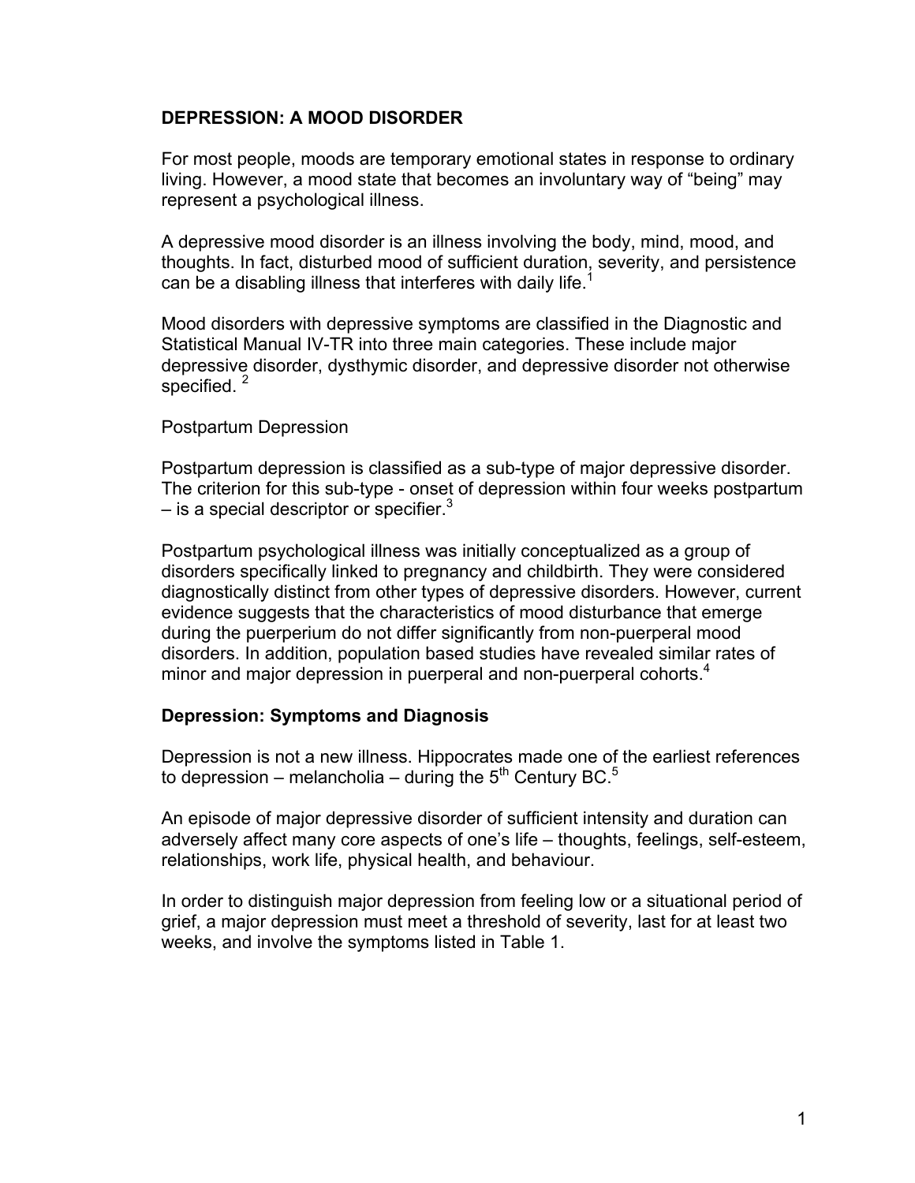## DEPRESSION: A MOOD DISORDER

For most people, moods are temporary emotional states in response to ordinary living. However, a mood state that becomes an involuntary way of "being" may represent a psychological illness.

A depressive mood disorder is an illness involving the body, mind, mood, and thoughts. In fact, disturbed mood of sufficient duration, severity, and persistence can be a disabling illness that interferes with daily life.[1]

Mood disorders with depressive symptoms are classified in the Diagnostic and Statistical Manual IV-TR into three main categories. These include major depressive disorder, dysthymic disorder, and depressive disorder not otherwise specified. [2]

### Postpartum Depression

Postpartum depression is classified as a sub-type of major depressive disorder. The criterion for this sub-type - onset of depression within four weeks postpartum – is a special descriptor or specifier.[3]

Postpartum psychological illness was initially conceptualized as a group of disorders specifically linked to pregnancy and childbirth. They were considered diagnostically distinct from other types of depressive disorders. However, current evidence suggests that the characteristics of mood disturbance that emerge during the puerperium do not differ significantly from non-puerperal mood disorders. In addition, population based studies have revealed similar rates of minor and major depression in puerperal and non-puerperal cohorts.[4]

### Depression: Symptoms and Diagnosis

Depression is not a new illness. Hippocrates made one of the earliest references to depression – melancholia – during the 5th Century BC.[5]

An episode of major depressive disorder of sufficient intensity and duration can adversely affect many core aspects of one's life – thoughts, feelings, self-esteem, relationships, work life, physical health, and behaviour.

In order to distinguish major depression from feeling low or a situational period of grief, a major depression must meet a threshold of severity, last for at least two weeks, and involve the symptoms listed in Table 1.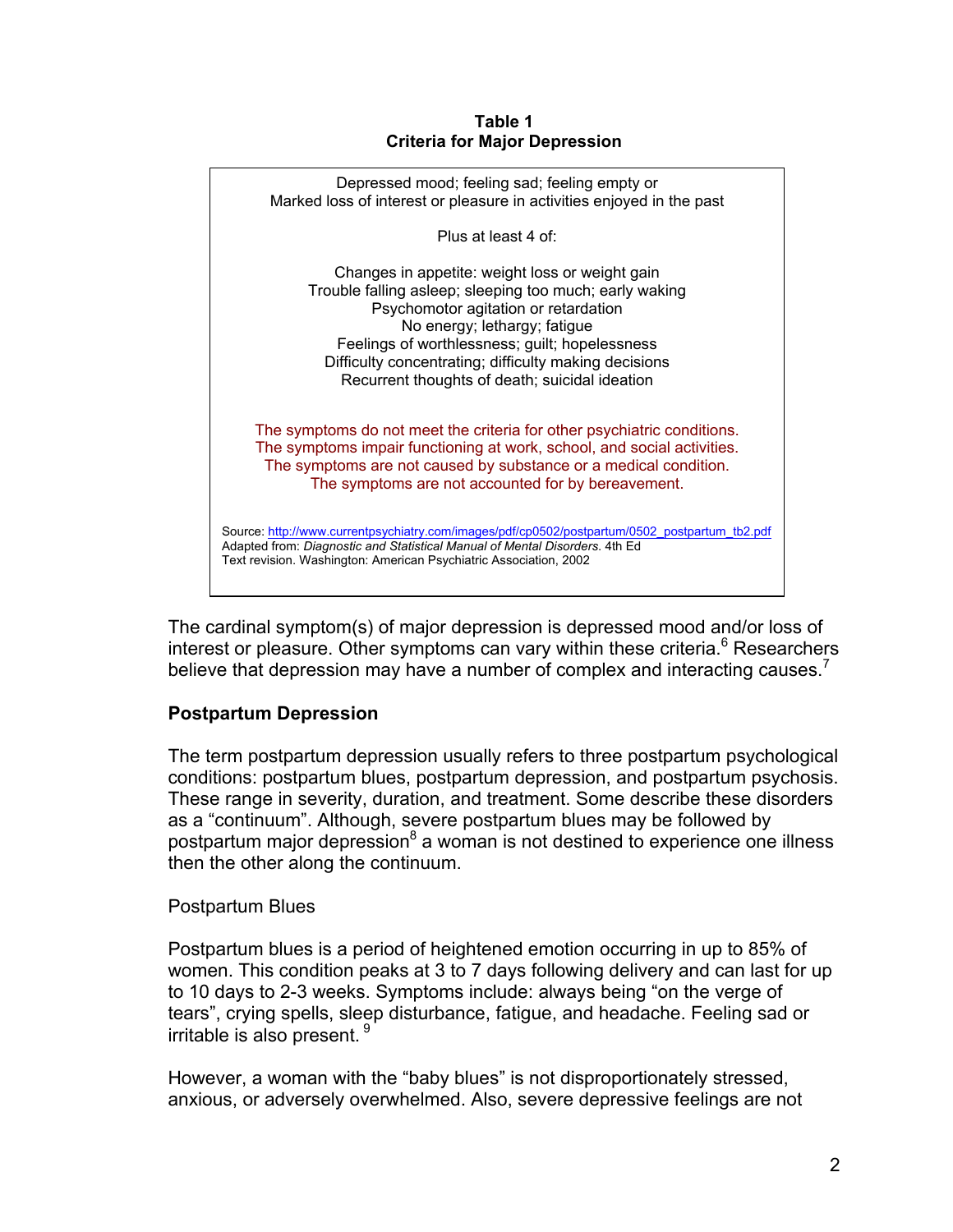**Table 1**
**Criteria for Major Depression**

Depressed mood; feeling sad; feeling empty or
Marked loss of interest or pleasure in activities enjoyed in the past

Plus at least 4 of:

Changes in appetite: weight loss or weight gain
Trouble falling asleep; sleeping too much; early waking
Psychomotor agitation or retardation
No energy; lethargy; fatigue
Feelings of worthlessness; guilt; hopelessness
Difficulty concentrating; difficulty making decisions
Recurrent thoughts of death; suicidal ideation

The symptoms do not meet the criteria for other psychiatric conditions.
The symptoms impair functioning at work, school, and social activities.
The symptoms are not caused by substance or a medical condition.
The symptoms are not accounted for by bereavement.

Source: http://www.currentpsychiatry.com/images/pdf/cp0502/postpartum/0502_postpartum_tb2.pdf
Adapted from: *Diagnostic and Statistical Manual of Mental Disorders.* 4th Ed
Text revision. Washington: American Psychiatric Association, 2002

The cardinal symptom(s) of major depression is depressed mood and/or loss of interest or pleasure. Other symptoms can vary within these criteria.[6] Researchers believe that depression may have a number of complex and interacting causes.[7]

## Postpartum Depression

The term postpartum depression usually refers to three postpartum psychological conditions: postpartum blues, postpartum depression, and postpartum psychosis. These range in severity, duration, and treatment. Some describe these disorders as a "continuum". Although, severe postpartum blues may be followed by postpartum major depression[8] a woman is not destined to experience one illness then the other along the continuum.

### Postpartum Blues

Postpartum blues is a period of heightened emotion occurring in up to 85% of women. This condition peaks at 3 to 7 days following delivery and can last for up to 10 days to 2-3 weeks. Symptoms include: always being "on the verge of tears", crying spells, sleep disturbance, fatigue, and headache. Feeling sad or irritable is also present. [9]

However, a woman with the "baby blues" is not disproportionately stressed, anxious, or adversely overwhelmed. Also, severe depressive feelings are not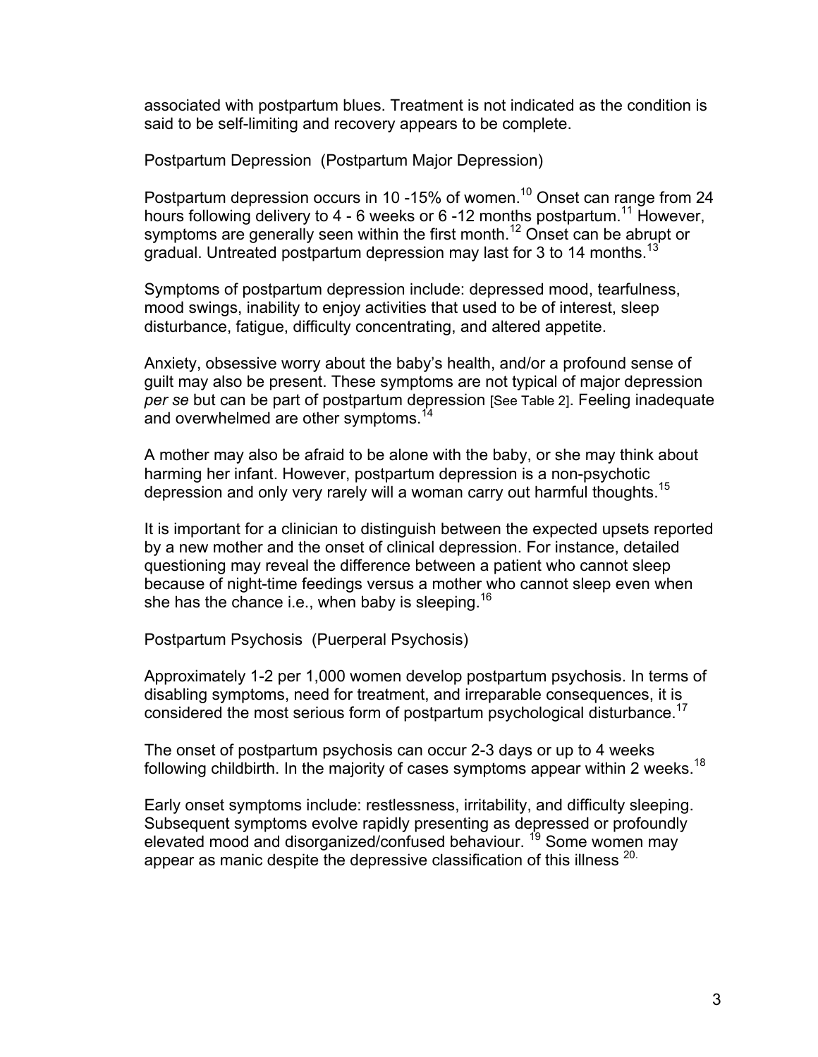associated with postpartum blues. Treatment is not indicated as the condition is said to be self-limiting and recovery appears to be complete.

## Postpartum Depression (Postpartum Major Depression)

Postpartum depression occurs in 10 -15% of women.[10] Onset can range from 24 hours following delivery to 4 - 6 weeks or 6 -12 months postpartum.[11] However, symptoms are generally seen within the first month.[12] Onset can be abrupt or gradual. Untreated postpartum depression may last for 3 to 14 months.[13]

Symptoms of postpartum depression include: depressed mood, tearfulness, mood swings, inability to enjoy activities that used to be of interest, sleep disturbance, fatigue, difficulty concentrating, and altered appetite.

Anxiety, obsessive worry about the baby's health, and/or a profound sense of guilt may also be present. These symptoms are not typical of major depression *per se* but can be part of postpartum depression [See Table 2]. Feeling inadequate and overwhelmed are other symptoms.[14]

A mother may also be afraid to be alone with the baby, or she may think about harming her infant. However, postpartum depression is a non-psychotic depression and only very rarely will a woman carry out harmful thoughts.[15]

It is important for a clinician to distinguish between the expected upsets reported by a new mother and the onset of clinical depression. For instance, detailed questioning may reveal the difference between a patient who cannot sleep because of night-time feedings versus a mother who cannot sleep even when she has the chance i.e., when baby is sleeping.[16]

## Postpartum Psychosis (Puerperal Psychosis)

Approximately 1-2 per 1,000 women develop postpartum psychosis. In terms of disabling symptoms, need for treatment, and irreparable consequences, it is considered the most serious form of postpartum psychological disturbance.[17]

The onset of postpartum psychosis can occur 2-3 days or up to 4 weeks following childbirth. In the majority of cases symptoms appear within 2 weeks.[18]

Early onset symptoms include: restlessness, irritability, and difficulty sleeping. Subsequent symptoms evolve rapidly presenting as depressed or profoundly elevated mood and disorganized/confused behaviour. [19] Some women may appear as manic despite the depressive classification of this illness [20].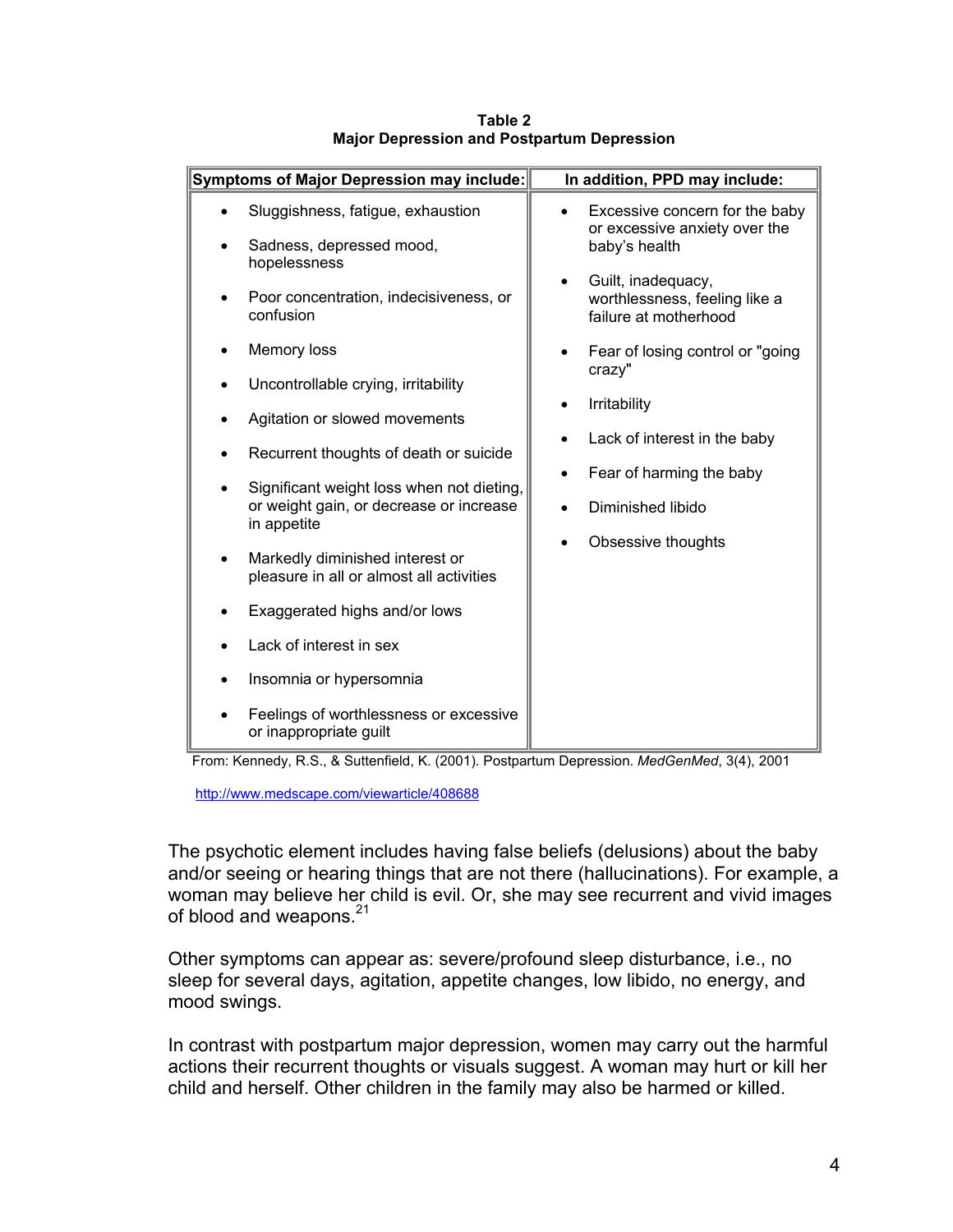**Table 2**
**Major Depression and Postpartum Depression**

| Symptoms of Major Depression may include: | In addition, PPD may include: |
|---|---|
| • Sluggishness, fatigue, exhaustion<br>• Sadness, depressed mood, hopelessness<br>• Poor concentration, indecisiveness, or confusion<br>• Memory loss<br>• Uncontrollable crying, irritability<br>• Agitation or slowed movements<br>• Recurrent thoughts of death or suicide<br>• Significant weight loss when not dieting, or weight gain, or decrease or increase in appetite<br>• Markedly diminished interest or pleasure in all or almost all activities<br>• Exaggerated highs and/or lows<br>• Lack of interest in sex<br>• Insomnia or hypersomnia<br>• Feelings of worthlessness or excessive or inappropriate guilt | • Excessive concern for the baby or excessive anxiety over the baby's health<br>• Guilt, inadequacy, worthlessness, feeling like a failure at motherhood<br>• Fear of losing control or "going crazy"<br>• Irritability<br>• Lack of interest in the baby<br>• Fear of harming the baby<br>• Diminished libido<br>• Obsessive thoughts |

From: Kennedy, R.S., & Suttenfield, K. (2001). Postpartum Depression. *MedGenMed*, 3(4), 2001

http://www.medscape.com/viewarticle/408688

The psychotic element includes having false beliefs (delusions) about the baby and/or seeing or hearing things that are not there (hallucinations). For example, a woman may believe her child is evil. Or, she may see recurrent and vivid images of blood and weapons.[21]

Other symptoms can appear as: severe/profound sleep disturbance, i.e., no sleep for several days, agitation, appetite changes, low libido, no energy, and mood swings.

In contrast with postpartum major depression, women may carry out the harmful actions their recurrent thoughts or visuals suggest. A woman may hurt or kill her child and herself. Other children in the family may also be harmed or killed.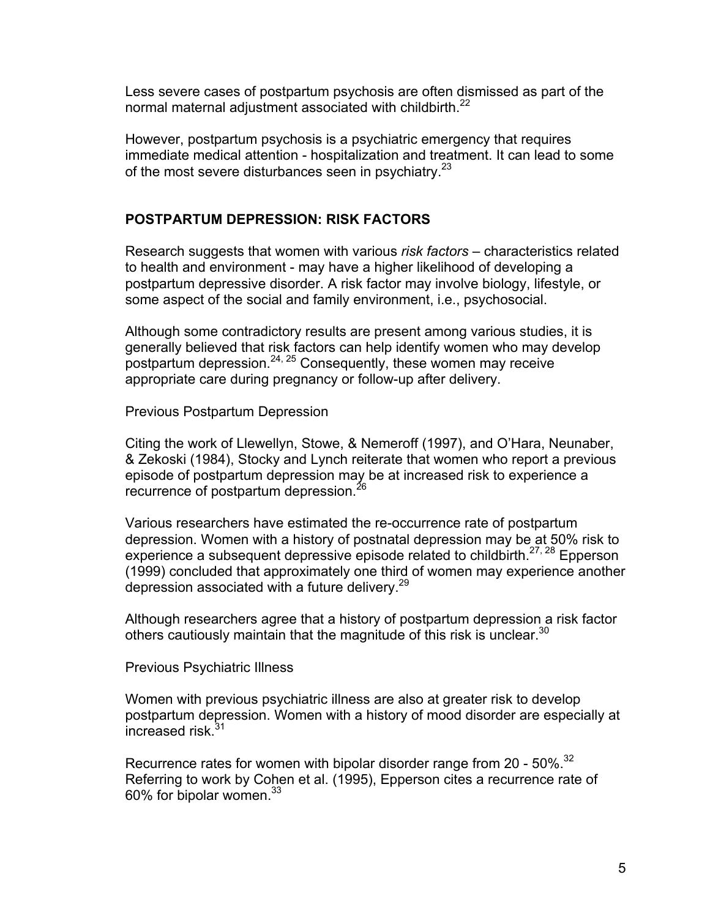Less severe cases of postpartum psychosis are often dismissed as part of the normal maternal adjustment associated with childbirth.[22]

However, postpartum psychosis is a psychiatric emergency that requires immediate medical attention - hospitalization and treatment. It can lead to some of the most severe disturbances seen in psychiatry.[23]

## POSTPARTUM DEPRESSION: RISK FACTORS

Research suggests that women with various *risk factors* – characteristics related to health and environment - may have a higher likelihood of developing a postpartum depressive disorder. A risk factor may involve biology, lifestyle, or some aspect of the social and family environment, i.e., psychosocial.

Although some contradictory results are present among various studies, it is generally believed that risk factors can help identify women who may develop postpartum depression.[24, 25] Consequently, these women may receive appropriate care during pregnancy or follow-up after delivery.

### Previous Postpartum Depression

Citing the work of Llewellyn, Stowe, & Nemeroff (1997), and O'Hara, Neunaber, & Zekoski (1984), Stocky and Lynch reiterate that women who report a previous episode of postpartum depression may be at increased risk to experience a recurrence of postpartum depression.[26]

Various researchers have estimated the re-occurrence rate of postpartum depression. Women with a history of postnatal depression may be at 50% risk to experience a subsequent depressive episode related to childbirth.[27, 28] Epperson (1999) concluded that approximately one third of women may experience another depression associated with a future delivery.[29]

Although researchers agree that a history of postpartum depression a risk factor others cautiously maintain that the magnitude of this risk is unclear.[30]

### Previous Psychiatric Illness

Women with previous psychiatric illness are also at greater risk to develop postpartum depression. Women with a history of mood disorder are especially at increased risk.[31]

Recurrence rates for women with bipolar disorder range from 20 - 50%.[32] Referring to work by Cohen et al. (1995), Epperson cites a recurrence rate of 60% for bipolar women.[33]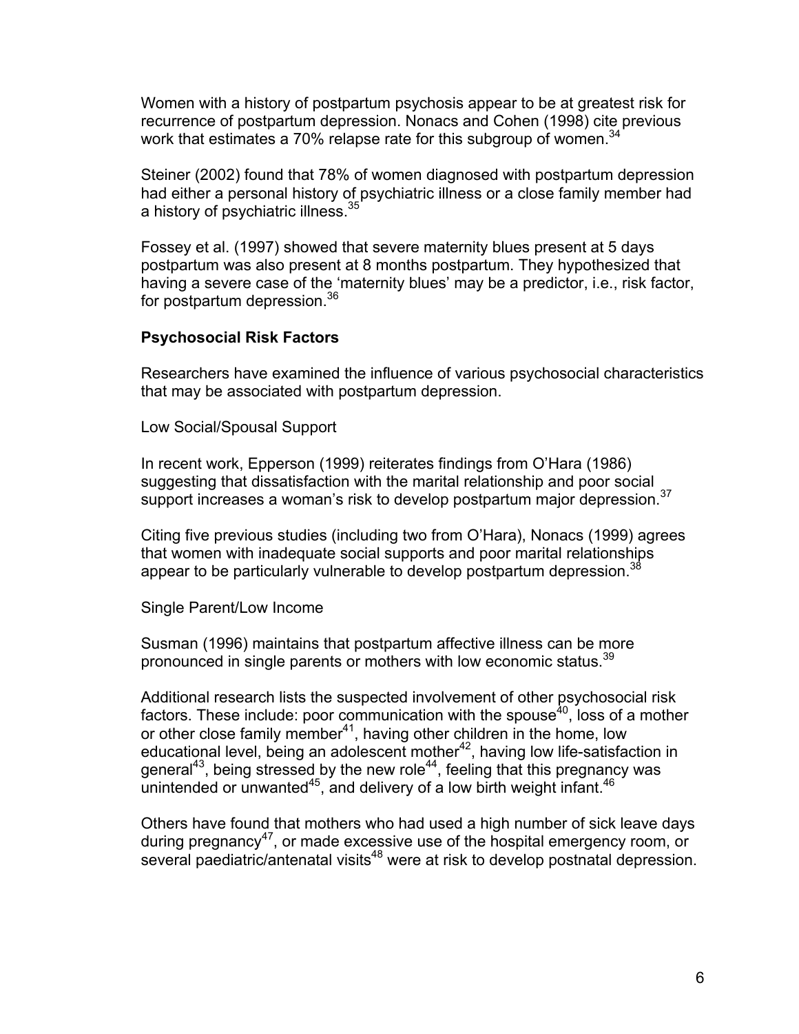Women with a history of postpartum psychosis appear to be at greatest risk for recurrence of postpartum depression. Nonacs and Cohen (1998) cite previous work that estimates a 70% relapse rate for this subgroup of women.[34]

Steiner (2002) found that 78% of women diagnosed with postpartum depression had either a personal history of psychiatric illness or a close family member had a history of psychiatric illness.[35]

Fossey et al. (1997) showed that severe maternity blues present at 5 days postpartum was also present at 8 months postpartum. They hypothesized that having a severe case of the 'maternity blues' may be a predictor, i.e., risk factor, for postpartum depression.[36]

### Psychosocial Risk Factors

Researchers have examined the influence of various psychosocial characteristics that may be associated with postpartum depression.

Low Social/Spousal Support

In recent work, Epperson (1999) reiterates findings from O'Hara (1986) suggesting that dissatisfaction with the marital relationship and poor social support increases a woman's risk to develop postpartum major depression.[37]

Citing five previous studies (including two from O'Hara), Nonacs (1999) agrees that women with inadequate social supports and poor marital relationships appear to be particularly vulnerable to develop postpartum depression.[38]

Single Parent/Low Income

Susman (1996) maintains that postpartum affective illness can be more pronounced in single parents or mothers with low economic status.[39]

Additional research lists the suspected involvement of other psychosocial risk factors. These include: poor communication with the spouse[40], loss of a mother or other close family member[41], having other children in the home, low educational level, being an adolescent mother[42], having low life-satisfaction in general[43], being stressed by the new role[44], feeling that this pregnancy was unintended or unwanted[45], and delivery of a low birth weight infant.[46]

Others have found that mothers who had used a high number of sick leave days during pregnancy[47], or made excessive use of the hospital emergency room, or several paediatric/antenatal visits[48] were at risk to develop postnatal depression.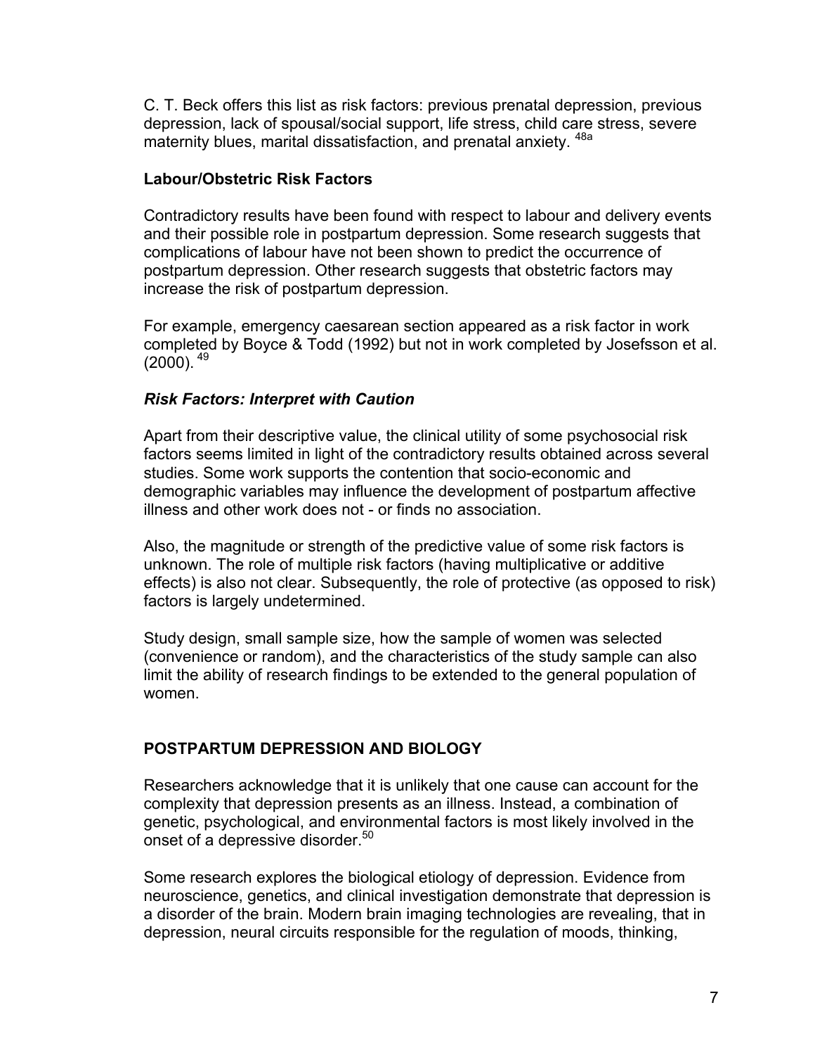C. T. Beck offers this list as risk factors: previous prenatal depression, previous depression, lack of spousal/social support, life stress, child care stress, severe maternity blues, marital dissatisfaction, and prenatal anxiety. [48a]

### Labour/Obstetric Risk Factors

Contradictory results have been found with respect to labour and delivery events and their possible role in postpartum depression. Some research suggests that complications of labour have not been shown to predict the occurrence of postpartum depression. Other research suggests that obstetric factors may increase the risk of postpartum depression.

For example, emergency caesarean section appeared as a risk factor in work completed by Boyce & Todd (1992) but not in work completed by Josefsson et al. (2000). [49]

#### *Risk Factors: Interpret with Caution*

Apart from their descriptive value, the clinical utility of some psychosocial risk factors seems limited in light of the contradictory results obtained across several studies. Some work supports the contention that socio-economic and demographic variables may influence the development of postpartum affective illness and other work does not - or finds no association.

Also, the magnitude or strength of the predictive value of some risk factors is unknown. The role of multiple risk factors (having multiplicative or additive effects) is also not clear. Subsequently, the role of protective (as opposed to risk) factors is largely undetermined.

Study design, small sample size, how the sample of women was selected (convenience or random), and the characteristics of the study sample can also limit the ability of research findings to be extended to the general population of women.

## POSTPARTUM DEPRESSION AND BIOLOGY

Researchers acknowledge that it is unlikely that one cause can account for the complexity that depression presents as an illness. Instead, a combination of genetic, psychological, and environmental factors is most likely involved in the onset of a depressive disorder.[50]

Some research explores the biological etiology of depression. Evidence from neuroscience, genetics, and clinical investigation demonstrate that depression is a disorder of the brain. Modern brain imaging technologies are revealing, that in depression, neural circuits responsible for the regulation of moods, thinking,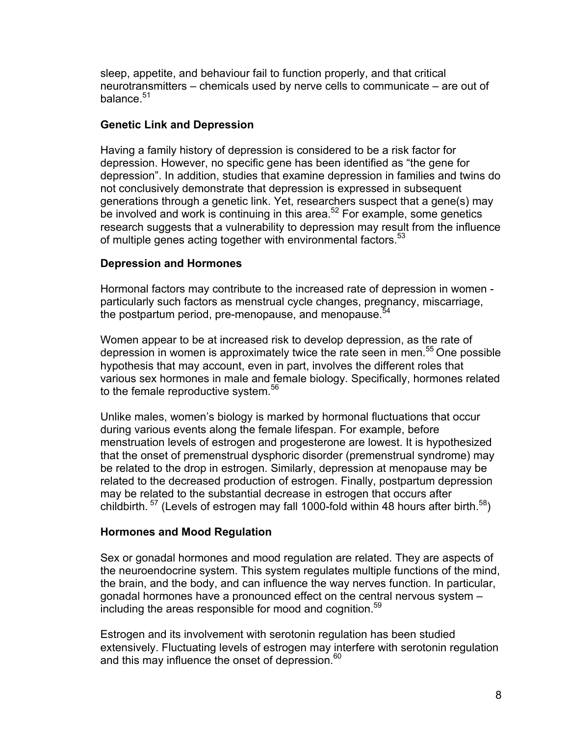sleep, appetite, and behaviour fail to function properly, and that critical neurotransmitters – chemicals used by nerve cells to communicate – are out of balance.[51]

**Genetic Link and Depression**

Having a family history of depression is considered to be a risk factor for depression. However, no specific gene has been identified as "the gene for depression". In addition, studies that examine depression in families and twins do not conclusively demonstrate that depression is expressed in subsequent generations through a genetic link. Yet, researchers suspect that a gene(s) may be involved and work is continuing in this area.[52] For example, some genetics research suggests that a vulnerability to depression may result from the influence of multiple genes acting together with environmental factors.[53]

**Depression and Hormones**

Hormonal factors may contribute to the increased rate of depression in women - particularly such factors as menstrual cycle changes, pregnancy, miscarriage, the postpartum period, pre-menopause, and menopause.[54]

Women appear to be at increased risk to develop depression, as the rate of depression in women is approximately twice the rate seen in men.[55] One possible hypothesis that may account, even in part, involves the different roles that various sex hormones in male and female biology. Specifically, hormones related to the female reproductive system.[56]

Unlike males, women's biology is marked by hormonal fluctuations that occur during various events along the female lifespan. For example, before menstruation levels of estrogen and progesterone are lowest. It is hypothesized that the onset of premenstrual dysphoric disorder (premenstrual syndrome) may be related to the drop in estrogen. Similarly, depression at menopause may be related to the decreased production of estrogen. Finally, postpartum depression may be related to the substantial decrease in estrogen that occurs after childbirth. [57] (Levels of estrogen may fall 1000-fold within 48 hours after birth.[58])

**Hormones and Mood Regulation**

Sex or gonadal hormones and mood regulation are related. They are aspects of the neuroendocrine system. This system regulates multiple functions of the mind, the brain, and the body, and can influence the way nerves function. In particular, gonadal hormones have a pronounced effect on the central nervous system – including the areas responsible for mood and cognition.[59]

Estrogen and its involvement with serotonin regulation has been studied extensively. Fluctuating levels of estrogen may interfere with serotonin regulation and this may influence the onset of depression.[60]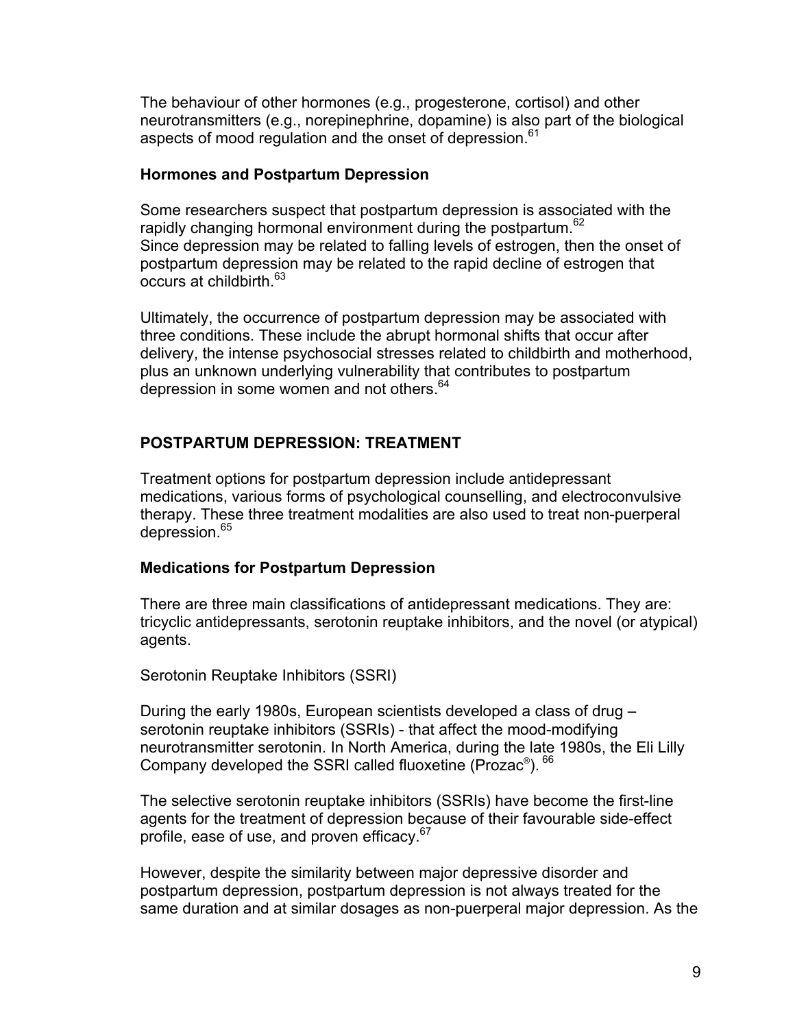The behaviour of other hormones (e.g., progesterone, cortisol) and other neurotransmitters (e.g., norepinephrine, dopamine) is also part of the biological aspects of mood regulation and the onset of depression.[61]

### Hormones and Postpartum Depression

Some researchers suspect that postpartum depression is associated with the rapidly changing hormonal environment during the postpartum.[62] Since depression may be related to falling levels of estrogen, then the onset of postpartum depression may be related to the rapid decline of estrogen that occurs at childbirth.[63]

Ultimately, the occurrence of postpartum depression may be associated with three conditions. These include the abrupt hormonal shifts that occur after delivery, the intense psychosocial stresses related to childbirth and motherhood, plus an unknown underlying vulnerability that contributes to postpartum depression in some women and not others.[64]

## POSTPARTUM DEPRESSION: TREATMENT

Treatment options for postpartum depression include antidepressant medications, various forms of psychological counselling, and electroconvulsive therapy. These three treatment modalities are also used to treat non-puerperal depression.[65]

### Medications for Postpartum Depression

There are three main classifications of antidepressant medications. They are: tricyclic antidepressants, serotonin reuptake inhibitors, and the novel (or atypical) agents.

Serotonin Reuptake Inhibitors (SSRI)

During the early 1980s, European scientists developed a class of drug – serotonin reuptake inhibitors (SSRIs) - that affect the mood-modifying neurotransmitter serotonin. In North America, during the late 1980s, the Eli Lilly Company developed the SSRI called fluoxetine (Prozac®). [66]

The selective serotonin reuptake inhibitors (SSRIs) have become the first-line agents for the treatment of depression because of their favourable side-effect profile, ease of use, and proven efficacy.[67]

However, despite the similarity between major depressive disorder and postpartum depression, postpartum depression is not always treated for the same duration and at similar dosages as non-puerperal major depression. As the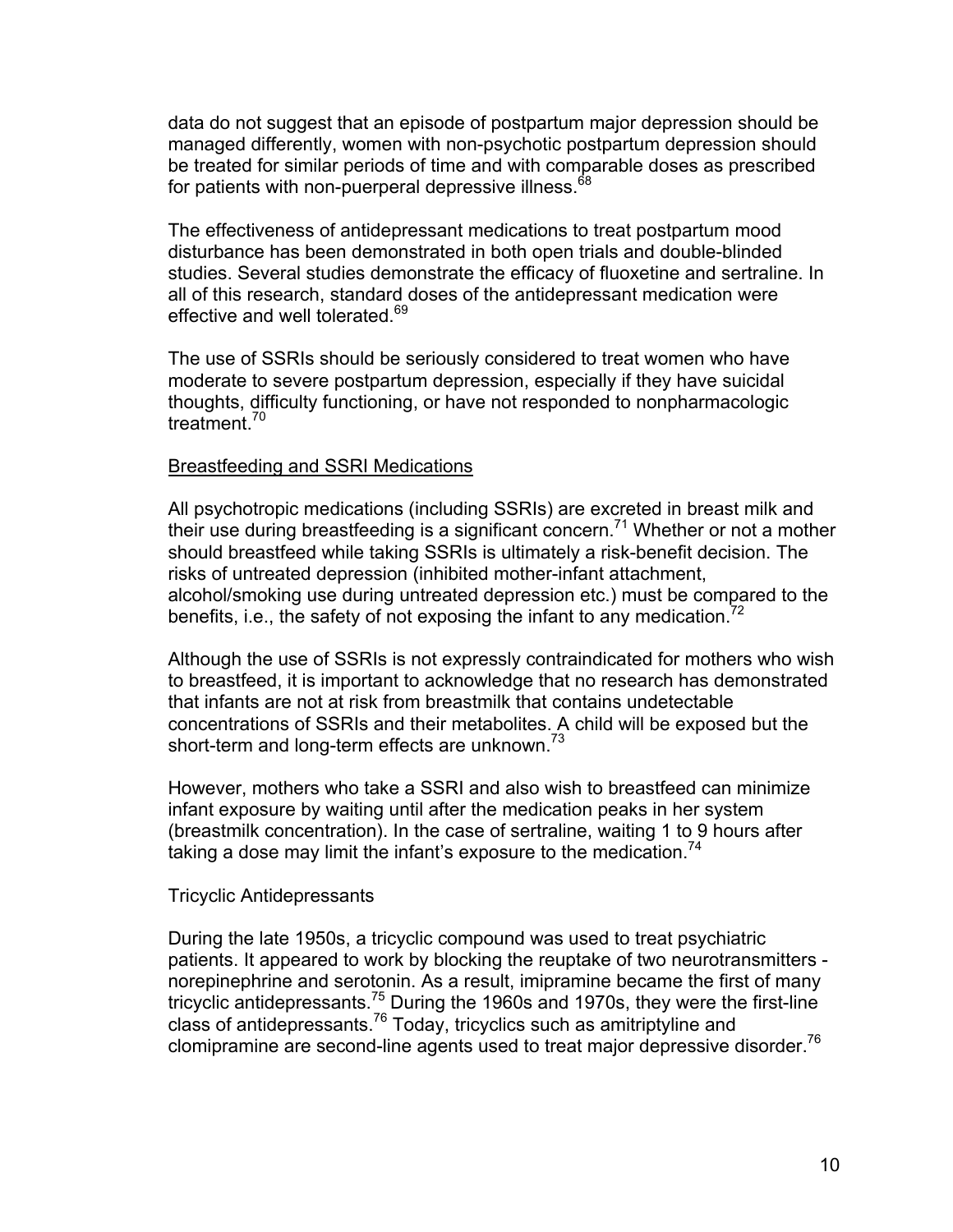data do not suggest that an episode of postpartum major depression should be managed differently, women with non-psychotic postpartum depression should be treated for similar periods of time and with comparable doses as prescribed for patients with non-puerperal depressive illness.[68]

The effectiveness of antidepressant medications to treat postpartum mood disturbance has been demonstrated in both open trials and double-blinded studies. Several studies demonstrate the efficacy of fluoxetine and sertraline. In all of this research, standard doses of the antidepressant medication were effective and well tolerated.[69]

The use of SSRIs should be seriously considered to treat women who have moderate to severe postpartum depression, especially if they have suicidal thoughts, difficulty functioning, or have not responded to nonpharmacologic treatment.[70]

<u>Breastfeeding and SSRI Medications</u>

All psychotropic medications (including SSRIs) are excreted in breast milk and their use during breastfeeding is a significant concern.[71] Whether or not a mother should breastfeed while taking SSRIs is ultimately a risk-benefit decision. The risks of untreated depression (inhibited mother-infant attachment, alcohol/smoking use during untreated depression etc.) must be compared to the benefits, i.e., the safety of not exposing the infant to any medication.[72]

Although the use of SSRIs is not expressly contraindicated for mothers who wish to breastfeed, it is important to acknowledge that no research has demonstrated that infants are not at risk from breastmilk that contains undetectable concentrations of SSRIs and their metabolites. A child will be exposed but the short-term and long-term effects are unknown.[73]

However, mothers who take a SSRI and also wish to breastfeed can minimize infant exposure by waiting until after the medication peaks in her system (breastmilk concentration). In the case of sertraline, waiting 1 to 9 hours after taking a dose may limit the infant's exposure to the medication.[74]

Tricyclic Antidepressants

During the late 1950s, a tricyclic compound was used to treat psychiatric patients. It appeared to work by blocking the reuptake of two neurotransmitters - norepinephrine and serotonin. As a result, imipramine became the first of many tricyclic antidepressants.[75] During the 1960s and 1970s, they were the first-line class of antidepressants.[76] Today, tricyclics such as amitriptyline and clomipramine are second-line agents used to treat major depressive disorder.[76]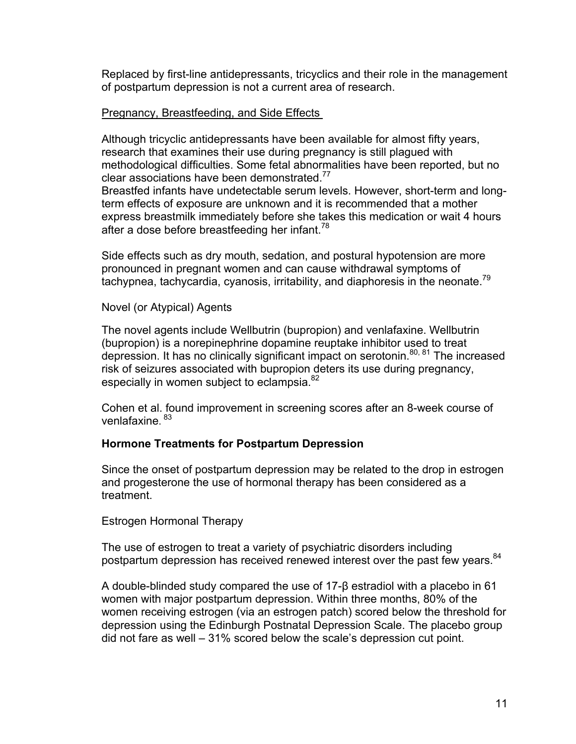Replaced by first-line antidepressants, tricyclics and their role in the management of postpartum depression is not a current area of research.

Pregnancy, Breastfeeding, and Side Effects

Although tricyclic antidepressants have been available for almost fifty years, research that examines their use during pregnancy is still plagued with methodological difficulties. Some fetal abnormalities have been reported, but no clear associations have been demonstrated.[77]
Breastfed infants have undetectable serum levels. However, short-term and long-term effects of exposure are unknown and it is recommended that a mother express breastmilk immediately before she takes this medication or wait 4 hours after a dose before breastfeeding her infant.[78]

Side effects such as dry mouth, sedation, and postural hypotension are more pronounced in pregnant women and can cause withdrawal symptoms of tachypnea, tachycardia, cyanosis, irritability, and diaphoresis in the neonate.[79]

Novel (or Atypical) Agents

The novel agents include Wellbutrin (bupropion) and venlafaxine. Wellbutrin (bupropion) is a norepinephrine dopamine reuptake inhibitor used to treat depression. It has no clinically significant impact on serotonin.[80, 81] The increased risk of seizures associated with bupropion deters its use during pregnancy, especially in women subject to eclampsia.[82]

Cohen et al. found improvement in screening scores after an 8-week course of venlafaxine.[83]

**Hormone Treatments for Postpartum Depression**

Since the onset of postpartum depression may be related to the drop in estrogen and progesterone the use of hormonal therapy has been considered as a treatment.

Estrogen Hormonal Therapy

The use of estrogen to treat a variety of psychiatric disorders including postpartum depression has received renewed interest over the past few years.[84]

A double-blinded study compared the use of 17-β estradiol with a placebo in 61 women with major postpartum depression. Within three months, 80% of the women receiving estrogen (via an estrogen patch) scored below the threshold for depression using the Edinburgh Postnatal Depression Scale. The placebo group did not fare as well – 31% scored below the scale's depression cut point.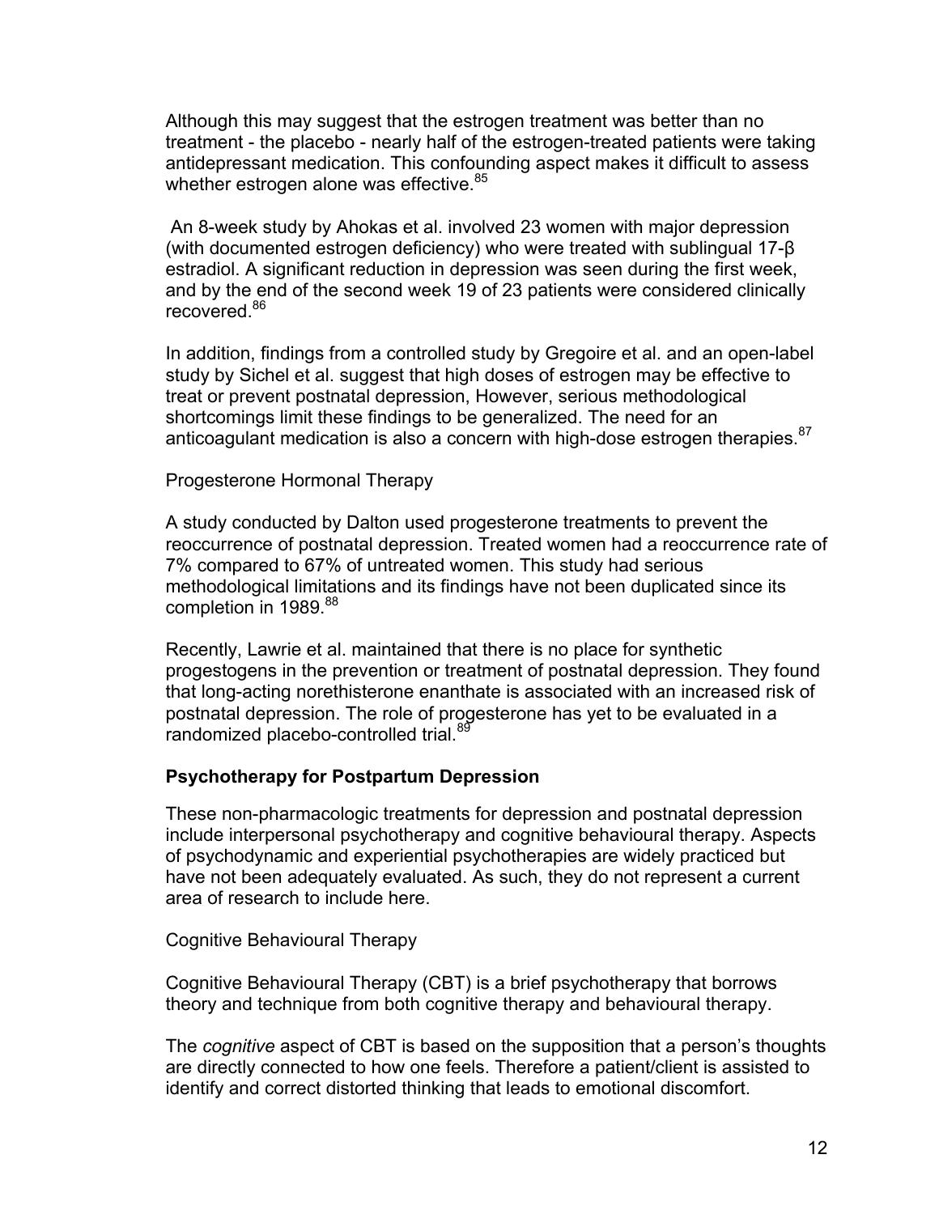Although this may suggest that the estrogen treatment was better than no treatment - the placebo - nearly half of the estrogen-treated patients were taking antidepressant medication. This confounding aspect makes it difficult to assess whether estrogen alone was effective.[85]

An 8-week study by Ahokas et al. involved 23 women with major depression (with documented estrogen deficiency) who were treated with sublingual 17-β estradiol. A significant reduction in depression was seen during the first week, and by the end of the second week 19 of 23 patients were considered clinically recovered.[86]

In addition, findings from a controlled study by Gregoire et al. and an open-label study by Sichel et al. suggest that high doses of estrogen may be effective to treat or prevent postnatal depression, However, serious methodological shortcomings limit these findings to be generalized. The need for an anticoagulant medication is also a concern with high-dose estrogen therapies.[87]

Progesterone Hormonal Therapy

A study conducted by Dalton used progesterone treatments to prevent the reoccurrence of postnatal depression. Treated women had a reoccurrence rate of 7% compared to 67% of untreated women. This study had serious methodological limitations and its findings have not been duplicated since its completion in 1989.[88]

Recently, Lawrie et al. maintained that there is no place for synthetic progestogens in the prevention or treatment of postnatal depression. They found that long-acting norethisterone enanthate is associated with an increased risk of postnatal depression. The role of progesterone has yet to be evaluated in a randomized placebo-controlled trial.[89]

**Psychotherapy for Postpartum Depression**

These non-pharmacologic treatments for depression and postnatal depression include interpersonal psychotherapy and cognitive behavioural therapy. Aspects of psychodynamic and experiential psychotherapies are widely practiced but have not been adequately evaluated. As such, they do not represent a current area of research to include here.

Cognitive Behavioural Therapy

Cognitive Behavioural Therapy (CBT) is a brief psychotherapy that borrows theory and technique from both cognitive therapy and behavioural therapy.

The *cognitive* aspect of CBT is based on the supposition that a person's thoughts are directly connected to how one feels. Therefore a patient/client is assisted to identify and correct distorted thinking that leads to emotional discomfort.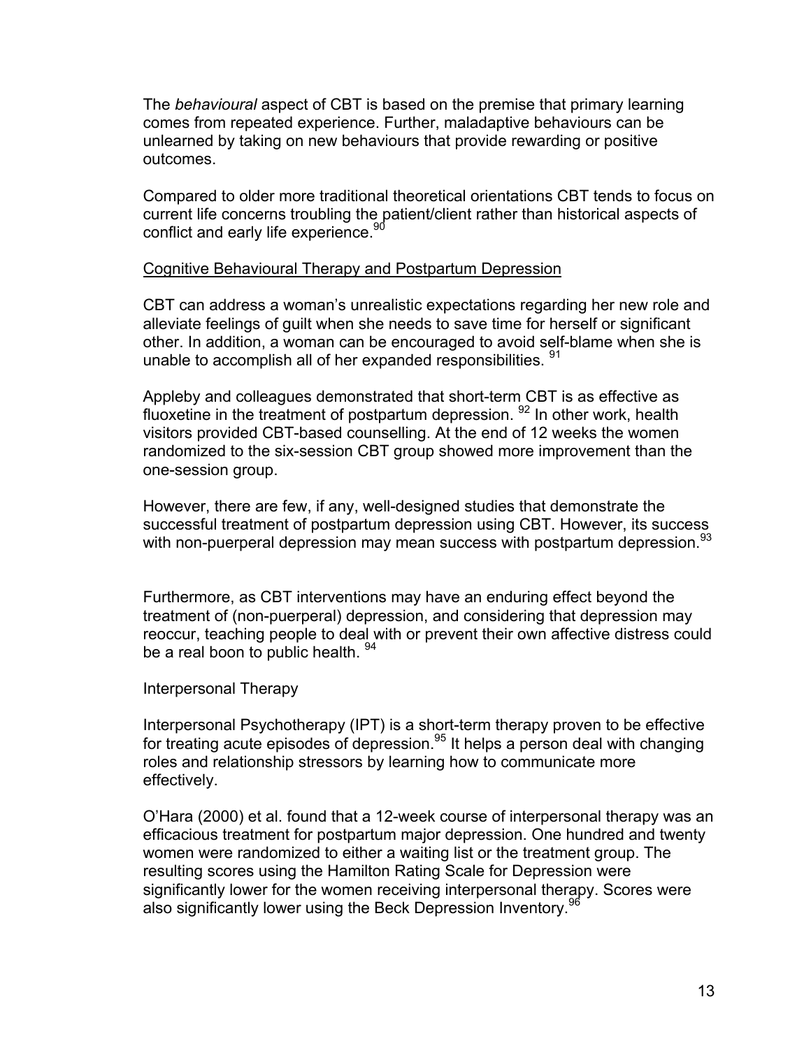The *behavioural* aspect of CBT is based on the premise that primary learning comes from repeated experience. Further, maladaptive behaviours can be unlearned by taking on new behaviours that provide rewarding or positive outcomes.

Compared to older more traditional theoretical orientations CBT tends to focus on current life concerns troubling the patient/client rather than historical aspects of conflict and early life experience.[90]

## Cognitive Behavioural Therapy and Postpartum Depression

CBT can address a woman's unrealistic expectations regarding her new role and alleviate feelings of guilt when she needs to save time for herself or significant other. In addition, a woman can be encouraged to avoid self-blame when she is unable to accomplish all of her expanded responsibilities. [91]

Appleby and colleagues demonstrated that short-term CBT is as effective as fluoxetine in the treatment of postpartum depression. [92] In other work, health visitors provided CBT-based counselling. At the end of 12 weeks the women randomized to the six-session CBT group showed more improvement than the one-session group.

However, there are few, if any, well-designed studies that demonstrate the successful treatment of postpartum depression using CBT. However, its success with non-puerperal depression may mean success with postpartum depression.[93]

Furthermore, as CBT interventions may have an enduring effect beyond the treatment of (non-puerperal) depression, and considering that depression may reoccur, teaching people to deal with or prevent their own affective distress could be a real boon to public health. [94]

## Interpersonal Therapy

Interpersonal Psychotherapy (IPT) is a short-term therapy proven to be effective for treating acute episodes of depression.[95] It helps a person deal with changing roles and relationship stressors by learning how to communicate more effectively.

O'Hara (2000) et al. found that a 12-week course of interpersonal therapy was an efficacious treatment for postpartum major depression. One hundred and twenty women were randomized to either a waiting list or the treatment group. The resulting scores using the Hamilton Rating Scale for Depression were significantly lower for the women receiving interpersonal therapy. Scores were also significantly lower using the Beck Depression Inventory.[96]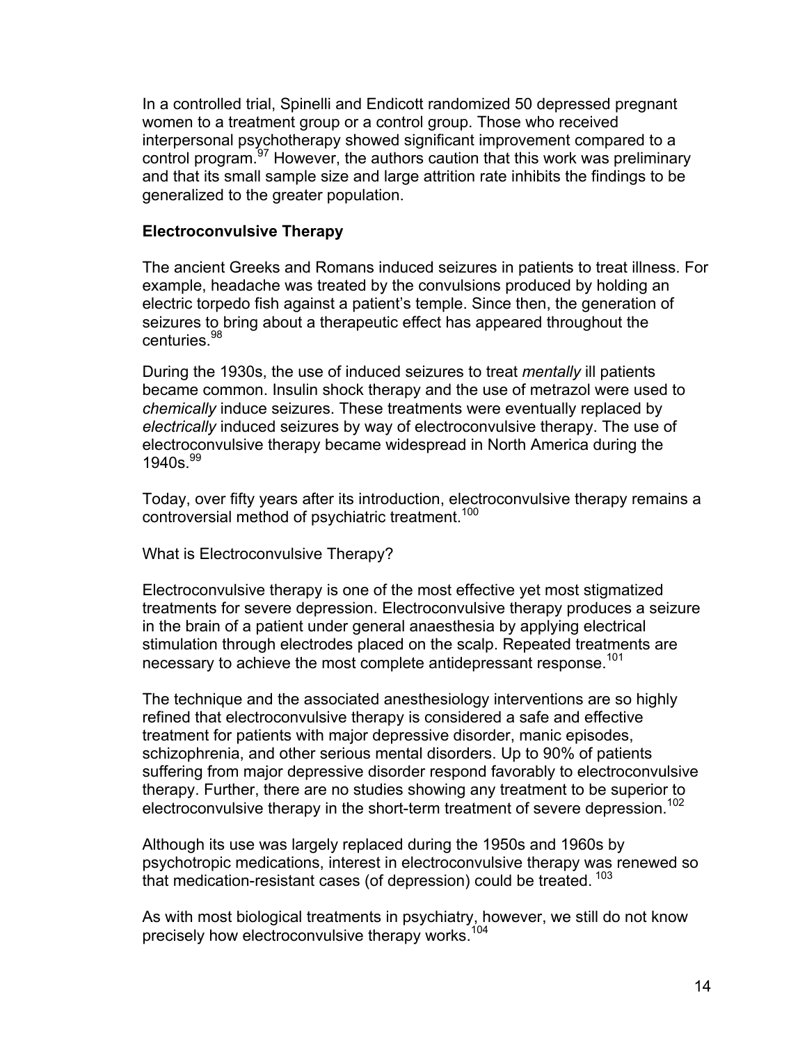In a controlled trial, Spinelli and Endicott randomized 50 depressed pregnant women to a treatment group or a control group. Those who received interpersonal psychotherapy showed significant improvement compared to a control program.[97] However, the authors caution that this work was preliminary and that its small sample size and large attrition rate inhibits the findings to be generalized to the greater population.

**Electroconvulsive Therapy**

The ancient Greeks and Romans induced seizures in patients to treat illness. For example, headache was treated by the convulsions produced by holding an electric torpedo fish against a patient's temple. Since then, the generation of seizures to bring about a therapeutic effect has appeared throughout the centuries.[98]

During the 1930s, the use of induced seizures to treat *mentally* ill patients became common. Insulin shock therapy and the use of metrazol were used to *chemically* induce seizures. These treatments were eventually replaced by *electrically* induced seizures by way of electroconvulsive therapy. The use of electroconvulsive therapy became widespread in North America during the 1940s.[99]

Today, over fifty years after its introduction, electroconvulsive therapy remains a controversial method of psychiatric treatment.[100]

What is Electroconvulsive Therapy?

Electroconvulsive therapy is one of the most effective yet most stigmatized treatments for severe depression. Electroconvulsive therapy produces a seizure in the brain of a patient under general anaesthesia by applying electrical stimulation through electrodes placed on the scalp. Repeated treatments are necessary to achieve the most complete antidepressant response.[101]

The technique and the associated anesthesiology interventions are so highly refined that electroconvulsive therapy is considered a safe and effective treatment for patients with major depressive disorder, manic episodes, schizophrenia, and other serious mental disorders. Up to 90% of patients suffering from major depressive disorder respond favorably to electroconvulsive therapy. Further, there are no studies showing any treatment to be superior to electroconvulsive therapy in the short-term treatment of severe depression.[102]

Although its use was largely replaced during the 1950s and 1960s by psychotropic medications, interest in electroconvulsive therapy was renewed so that medication-resistant cases (of depression) could be treated.[103]

As with most biological treatments in psychiatry, however, we still do not know precisely how electroconvulsive therapy works.[104]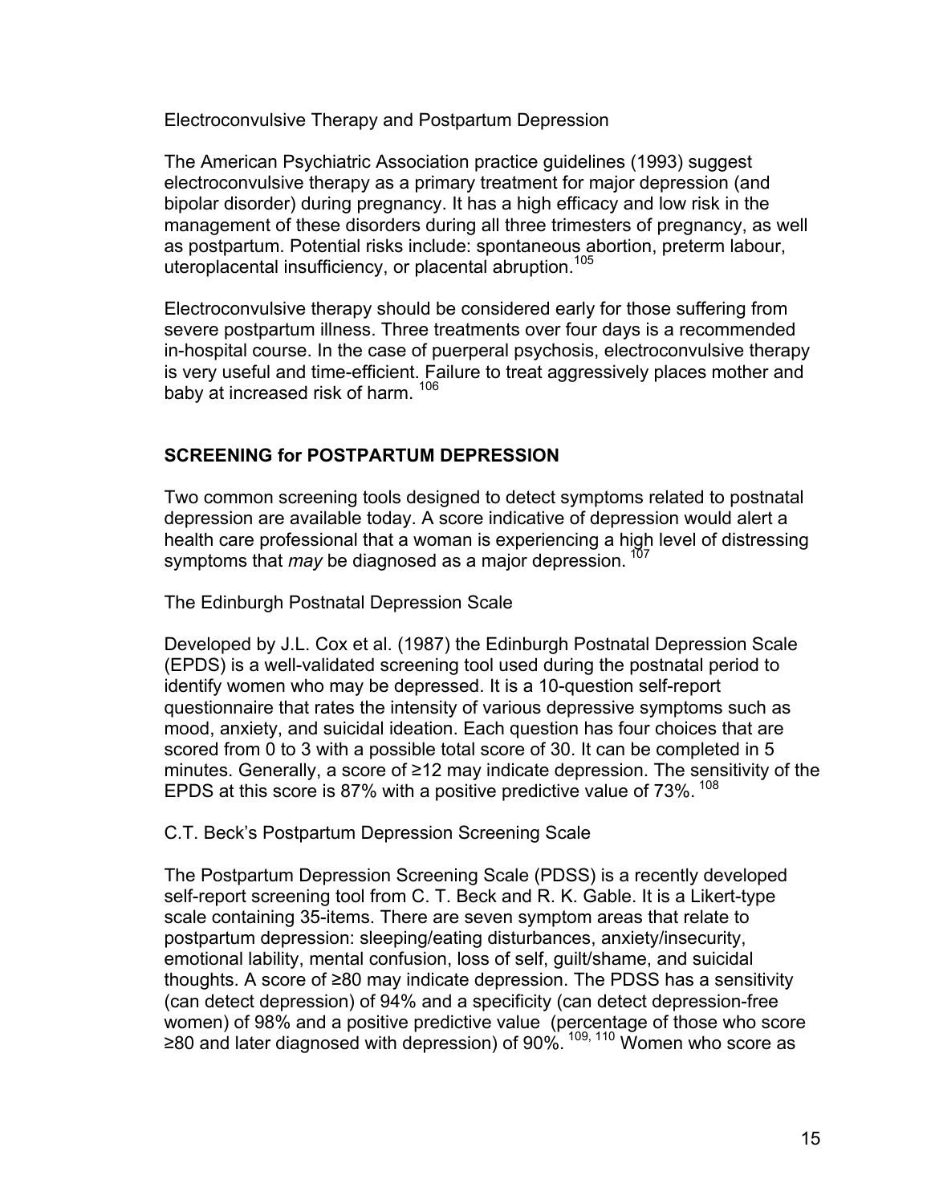### Electroconvulsive Therapy and Postpartum Depression

The American Psychiatric Association practice guidelines (1993) suggest electroconvulsive therapy as a primary treatment for major depression (and bipolar disorder) during pregnancy. It has a high efficacy and low risk in the management of these disorders during all three trimesters of pregnancy, as well as postpartum. Potential risks include: spontaneous abortion, preterm labour, uteroplacental insufficiency, or placental abruption.[105]

Electroconvulsive therapy should be considered early for those suffering from severe postpartum illness. Three treatments over four days is a recommended in-hospital course. In the case of puerperal psychosis, electroconvulsive therapy is very useful and time-efficient. Failure to treat aggressively places mother and baby at increased risk of harm. [106]

## SCREENING for POSTPARTUM DEPRESSION

Two common screening tools designed to detect symptoms related to postnatal depression are available today. A score indicative of depression would alert a health care professional that a woman is experiencing a high level of distressing symptoms that *may* be diagnosed as a major depression. [107]

### The Edinburgh Postnatal Depression Scale

Developed by J.L. Cox et al. (1987) the Edinburgh Postnatal Depression Scale (EPDS) is a well-validated screening tool used during the postnatal period to identify women who may be depressed. It is a 10-question self-report questionnaire that rates the intensity of various depressive symptoms such as mood, anxiety, and suicidal ideation. Each question has four choices that are scored from 0 to 3 with a possible total score of 30. It can be completed in 5 minutes. Generally, a score of ≥12 may indicate depression. The sensitivity of the EPDS at this score is 87% with a positive predictive value of 73%. [108]

### C.T. Beck's Postpartum Depression Screening Scale

The Postpartum Depression Screening Scale (PDSS) is a recently developed self-report screening tool from C. T. Beck and R. K. Gable. It is a Likert-type scale containing 35-items. There are seven symptom areas that relate to postpartum depression: sleeping/eating disturbances, anxiety/insecurity, emotional lability, mental confusion, loss of self, guilt/shame, and suicidal thoughts. A score of ≥80 may indicate depression. The PDSS has a sensitivity (can detect depression) of 94% and a specificity (can detect depression-free women) of 98% and a positive predictive value (percentage of those who score ≥80 and later diagnosed with depression) of 90%. [109, 110] Women who score as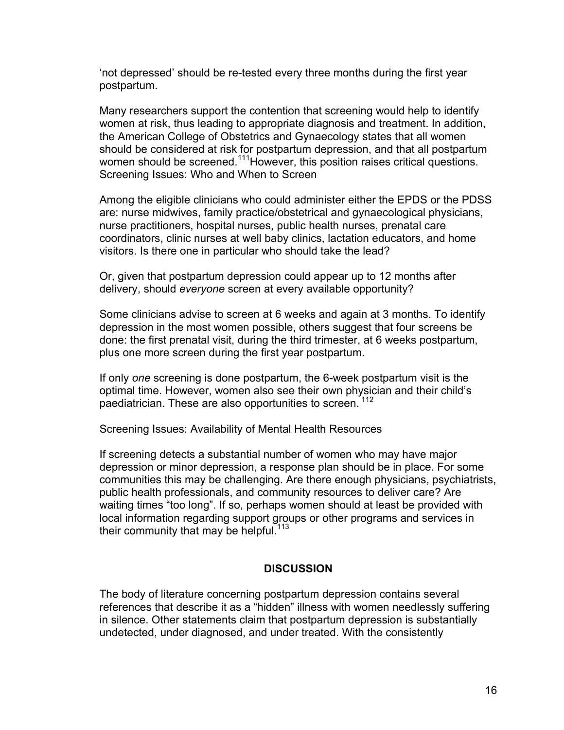‘not depressed’ should be re-tested every three months during the first year postpartum.

Many researchers support the contention that screening would help to identify women at risk, thus leading to appropriate diagnosis and treatment. In addition, the American College of Obstetrics and Gynaecology states that all women should be considered at risk for postpartum depression, and that all postpartum women should be screened.[111]However, this position raises critical questions.

Screening Issues: Who and When to Screen

Among the eligible clinicians who could administer either the EPDS or the PDSS are: nurse midwives, family practice/obstetrical and gynaecological physicians, nurse practitioners, hospital nurses, public health nurses, prenatal care coordinators, clinic nurses at well baby clinics, lactation educators, and home visitors. Is there one in particular who should take the lead?

Or, given that postpartum depression could appear up to 12 months after delivery, should *everyone* screen at every available opportunity?

Some clinicians advise to screen at 6 weeks and again at 3 months. To identify depression in the most women possible, others suggest that four screens be done: the first prenatal visit, during the third trimester, at 6 weeks postpartum, plus one more screen during the first year postpartum.

If only *one* screening is done postpartum, the 6-week postpartum visit is the optimal time. However, women also see their own physician and their child’s paediatrician. These are also opportunities to screen. [112]

Screening Issues: Availability of Mental Health Resources

If screening detects a substantial number of women who may have major depression or minor depression, a response plan should be in place. For some communities this may be challenging. Are there enough physicians, psychiatrists, public health professionals, and community resources to deliver care? Are waiting times “too long”. If so, perhaps women should at least be provided with local information regarding support groups or other programs and services in their community that may be helpful.[113]

## DISCUSSION

The body of literature concerning postpartum depression contains several references that describe it as a “hidden” illness with women needlessly suffering in silence. Other statements claim that postpartum depression is substantially undetected, under diagnosed, and under treated. With the consistently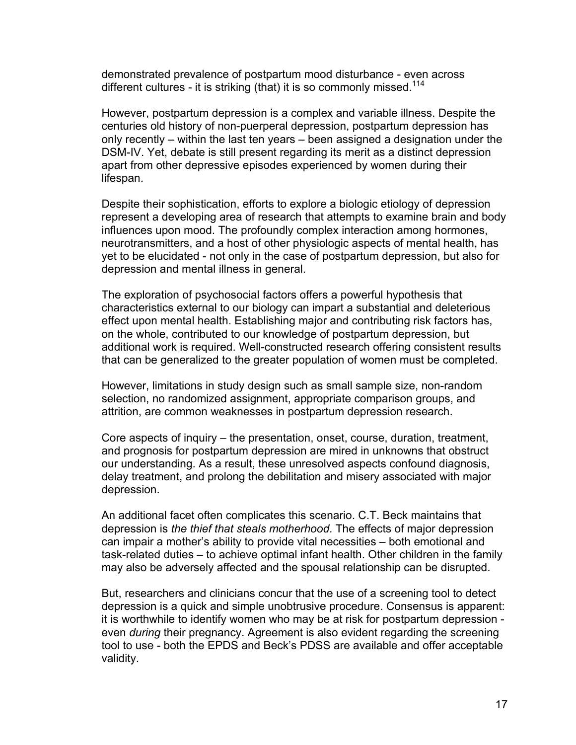demonstrated prevalence of postpartum mood disturbance - even across different cultures - it is striking (that) it is so commonly missed.[114]

However, postpartum depression is a complex and variable illness. Despite the centuries old history of non-puerperal depression, postpartum depression has only recently – within the last ten years – been assigned a designation under the DSM-IV. Yet, debate is still present regarding its merit as a distinct depression apart from other depressive episodes experienced by women during their lifespan.

Despite their sophistication, efforts to explore a biologic etiology of depression represent a developing area of research that attempts to examine brain and body influences upon mood. The profoundly complex interaction among hormones, neurotransmitters, and a host of other physiologic aspects of mental health, has yet to be elucidated - not only in the case of postpartum depression, but also for depression and mental illness in general.

The exploration of psychosocial factors offers a powerful hypothesis that characteristics external to our biology can impart a substantial and deleterious effect upon mental health. Establishing major and contributing risk factors has, on the whole, contributed to our knowledge of postpartum depression, but additional work is required. Well-constructed research offering consistent results that can be generalized to the greater population of women must be completed.

However, limitations in study design such as small sample size, non-random selection, no randomized assignment, appropriate comparison groups, and attrition, are common weaknesses in postpartum depression research.

Core aspects of inquiry – the presentation, onset, course, duration, treatment, and prognosis for postpartum depression are mired in unknowns that obstruct our understanding. As a result, these unresolved aspects confound diagnosis, delay treatment, and prolong the debilitation and misery associated with major depression.

An additional facet often complicates this scenario. C.T. Beck maintains that depression is *the thief that steals motherhood*. The effects of major depression can impair a mother's ability to provide vital necessities – both emotional and task-related duties – to achieve optimal infant health. Other children in the family may also be adversely affected and the spousal relationship can be disrupted.

But, researchers and clinicians concur that the use of a screening tool to detect depression is a quick and simple unobtrusive procedure. Consensus is apparent: it is worthwhile to identify women who may be at risk for postpartum depression - even *during* their pregnancy. Agreement is also evident regarding the screening tool to use - both the EPDS and Beck's PDSS are available and offer acceptable validity.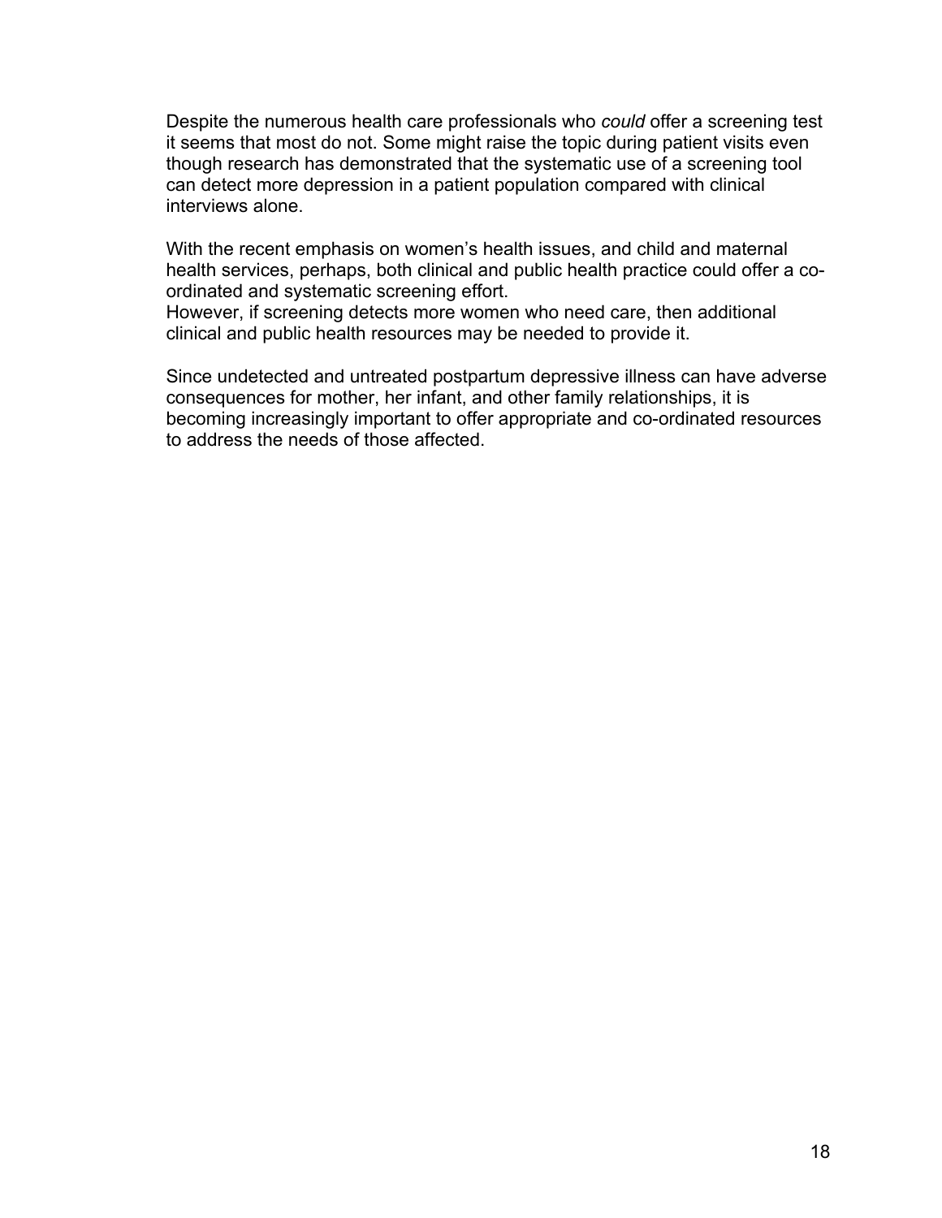Despite the numerous health care professionals who *could* offer a screening test it seems that most do not. Some might raise the topic during patient visits even though research has demonstrated that the systematic use of a screening tool can detect more depression in a patient population compared with clinical interviews alone.

With the recent emphasis on women's health issues, and child and maternal health services, perhaps, both clinical and public health practice could offer a co-ordinated and systematic screening effort.
However, if screening detects more women who need care, then additional clinical and public health resources may be needed to provide it.

Since undetected and untreated postpartum depressive illness can have adverse consequences for mother, her infant, and other family relationships, it is becoming increasingly important to offer appropriate and co-ordinated resources to address the needs of those affected.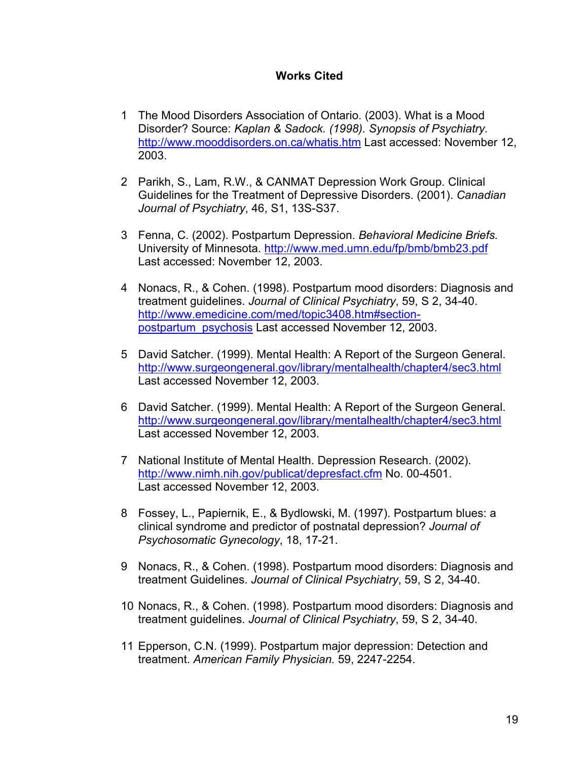## Works Cited

1. The Mood Disorders Association of Ontario. (2003). What is a Mood Disorder? Source: *Kaplan & Sadock. (1998). Synopsis of Psychiatry.* http://www.mooddisorders.on.ca/whatis.htm Last accessed: November 12, 2003.

2. Parikh, S., Lam, R.W., & CANMAT Depression Work Group. Clinical Guidelines for the Treatment of Depressive Disorders. (2001). *Canadian Journal of Psychiatry*, 46, S1, 13S-S37.

3. Fenna, C. (2002). Postpartum Depression. *Behavioral Medicine Briefs.* University of Minnesota. http://www.med.umn.edu/fp/bmb/bmb23.pdf Last accessed: November 12, 2003.

4. Nonacs, R., & Cohen. (1998). Postpartum mood disorders: Diagnosis and treatment guidelines. *Journal of Clinical Psychiatry*, 59, S 2, 34-40. http://www.emedicine.com/med/topic3408.htm#section-postpartum_psychosis Last accessed November 12, 2003.

5. David Satcher. (1999). Mental Health: A Report of the Surgeon General. http://www.surgeongeneral.gov/library/mentalhealth/chapter4/sec3.html Last accessed November 12, 2003.

6. David Satcher. (1999). Mental Health: A Report of the Surgeon General. http://www.surgeongeneral.gov/library/mentalhealth/chapter4/sec3.html Last accessed November 12, 2003.

7. National Institute of Mental Health. Depression Research. (2002). http://www.nimh.nih.gov/publicat/depresfact.cfm No. 00-4501. Last accessed November 12, 2003.

8. Fossey, L., Papiernik, E., & Bydlowski, M. (1997). Postpartum blues: a clinical syndrome and predictor of postnatal depression? *Journal of Psychosomatic Gynecology*, 18, 17-21.

9. Nonacs, R., & Cohen. (1998). Postpartum mood disorders: Diagnosis and treatment Guidelines. *Journal of Clinical Psychiatry*, 59, S 2, 34-40.

10. Nonacs, R., & Cohen. (1998). Postpartum mood disorders: Diagnosis and treatment guidelines. *Journal of Clinical Psychiatry*, 59, S 2, 34-40.

11. Epperson, C.N. (1999). Postpartum major depression: Detection and treatment. *American Family Physician.* 59, 2247-2254.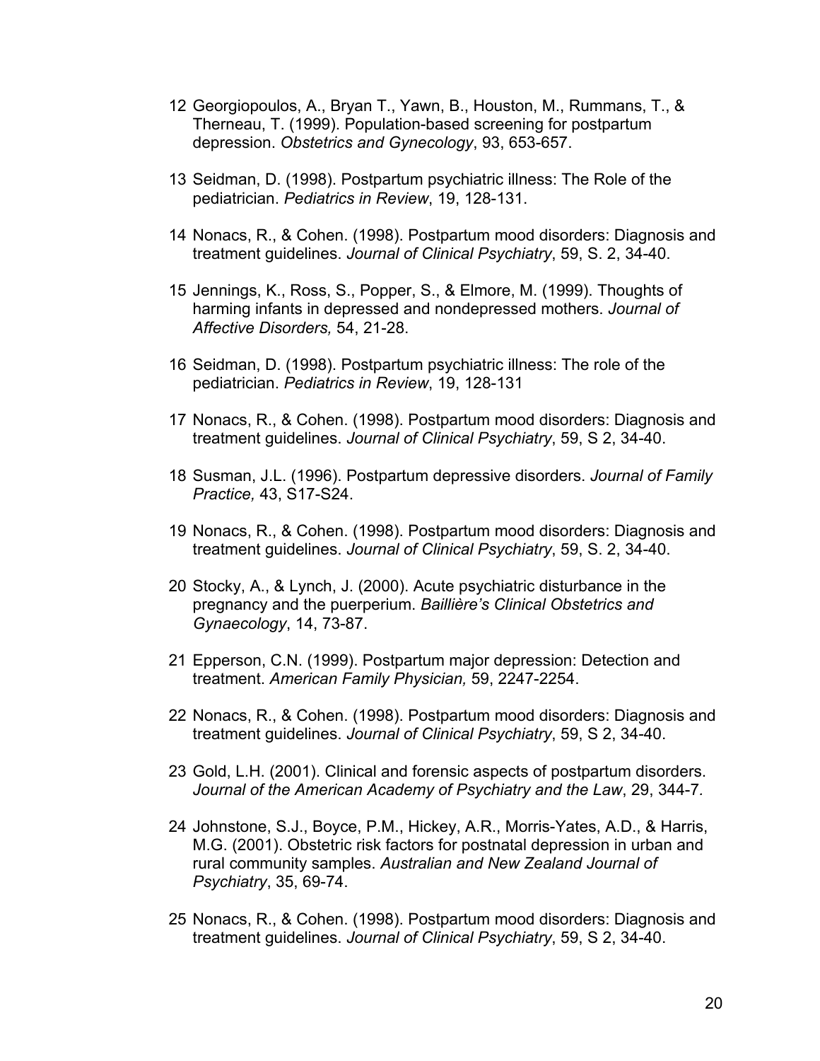12 Georgiopoulos, A., Bryan T., Yawn, B., Houston, M., Rummans, T., & Therneau, T. (1999). Population-based screening for postpartum depression. *Obstetrics and Gynecology*, 93, 653-657.

13 Seidman, D. (1998). Postpartum psychiatric illness: The Role of the pediatrician. *Pediatrics in Review*, 19, 128-131.

14 Nonacs, R., & Cohen. (1998). Postpartum mood disorders: Diagnosis and treatment guidelines. *Journal of Clinical Psychiatry*, 59, S. 2, 34-40.

15 Jennings, K., Ross, S., Popper, S., & Elmore, M. (1999). Thoughts of harming infants in depressed and nondepressed mothers. *Journal of Affective Disorders,* 54, 21-28.

16 Seidman, D. (1998). Postpartum psychiatric illness: The role of the pediatrician. *Pediatrics in Review*, 19, 128-131

17 Nonacs, R., & Cohen. (1998). Postpartum mood disorders: Diagnosis and treatment guidelines. *Journal of Clinical Psychiatry*, 59, S 2, 34-40.

18 Susman, J.L. (1996). Postpartum depressive disorders. *Journal of Family Practice,* 43, S17-S24.

19 Nonacs, R., & Cohen. (1998). Postpartum mood disorders: Diagnosis and treatment guidelines. *Journal of Clinical Psychiatry*, 59, S. 2, 34-40.

20 Stocky, A., & Lynch, J. (2000). Acute psychiatric disturbance in the pregnancy and the puerperium. *Baillière's Clinical Obstetrics and Gynaecology*, 14, 73-87.

21 Epperson, C.N. (1999). Postpartum major depression: Detection and treatment. *American Family Physician,* 59, 2247-2254.

22 Nonacs, R., & Cohen. (1998). Postpartum mood disorders: Diagnosis and treatment guidelines. *Journal of Clinical Psychiatry*, 59, S 2, 34-40.

23 Gold, L.H. (2001). Clinical and forensic aspects of postpartum disorders. *Journal of the American Academy of Psychiatry and the Law*, 29, 344-7.

24 Johnstone, S.J., Boyce, P.M., Hickey, A.R., Morris-Yates, A.D., & Harris, M.G. (2001). Obstetric risk factors for postnatal depression in urban and rural community samples. *Australian and New Zealand Journal of Psychiatry*, 35, 69-74.

25 Nonacs, R., & Cohen. (1998). Postpartum mood disorders: Diagnosis and treatment guidelines. *Journal of Clinical Psychiatry*, 59, S 2, 34-40.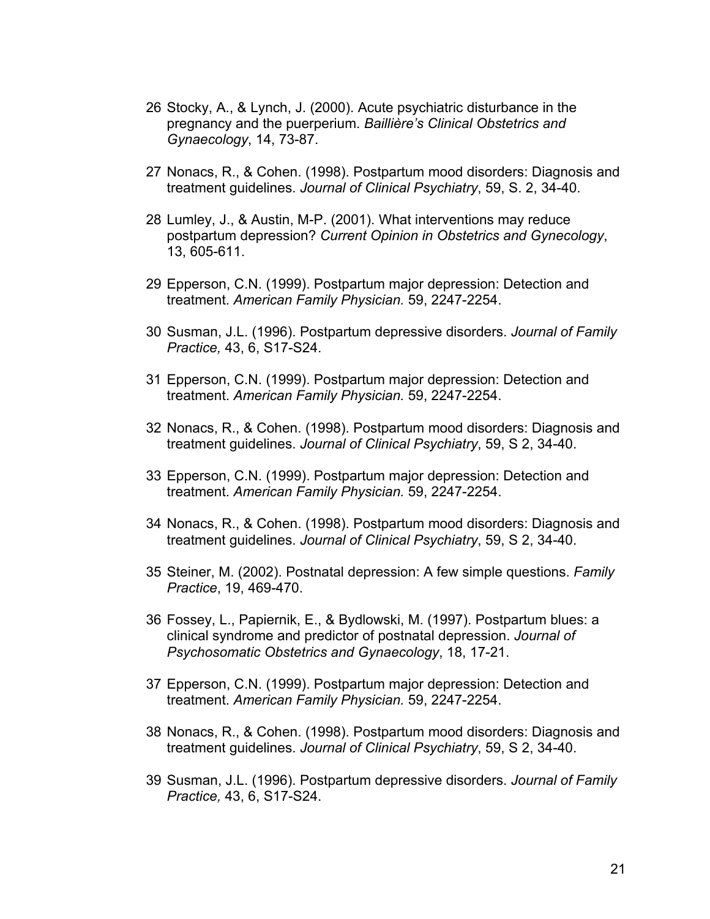26 Stocky, A., & Lynch, J. (2000). Acute psychiatric disturbance in the pregnancy and the puerperium. *Baillière's Clinical Obstetrics and Gynaecology*, 14, 73-87.

27 Nonacs, R., & Cohen. (1998). Postpartum mood disorders: Diagnosis and treatment guidelines. *Journal of Clinical Psychiatry*, 59, S. 2, 34-40.

28 Lumley, J., & Austin, M-P. (2001). What interventions may reduce postpartum depression? *Current Opinion in Obstetrics and Gynecology*, 13, 605-611.

29 Epperson, C.N. (1999). Postpartum major depression: Detection and treatment. *American Family Physician.* 59, 2247-2254.

30 Susman, J.L. (1996). Postpartum depressive disorders. *Journal of Family Practice,* 43, 6, S17-S24.

31 Epperson, C.N. (1999). Postpartum major depression: Detection and treatment. *American Family Physician.* 59, 2247-2254.

32 Nonacs, R., & Cohen. (1998). Postpartum mood disorders: Diagnosis and treatment guidelines. *Journal of Clinical Psychiatry*, 59, S 2, 34-40.

33 Epperson, C.N. (1999). Postpartum major depression: Detection and treatment. *American Family Physician.* 59, 2247-2254.

34 Nonacs, R., & Cohen. (1998). Postpartum mood disorders: Diagnosis and treatment guidelines. *Journal of Clinical Psychiatry*, 59, S 2, 34-40.

35 Steiner, M. (2002). Postnatal depression: A few simple questions. *Family Practice*, 19, 469-470.

36 Fossey, L., Papiernik, E., & Bydlowski, M. (1997). Postpartum blues: a clinical syndrome and predictor of postnatal depression. *Journal of Psychosomatic Obstetrics and Gynaecology*, 18, 17-21.

37 Epperson, C.N. (1999). Postpartum major depression: Detection and treatment. *American Family Physician.* 59, 2247-2254.

38 Nonacs, R., & Cohen. (1998). Postpartum mood disorders: Diagnosis and treatment guidelines. *Journal of Clinical Psychiatry*, 59, S 2, 34-40.

39 Susman, J.L. (1996). Postpartum depressive disorders. *Journal of Family Practice,* 43, 6, S17-S24.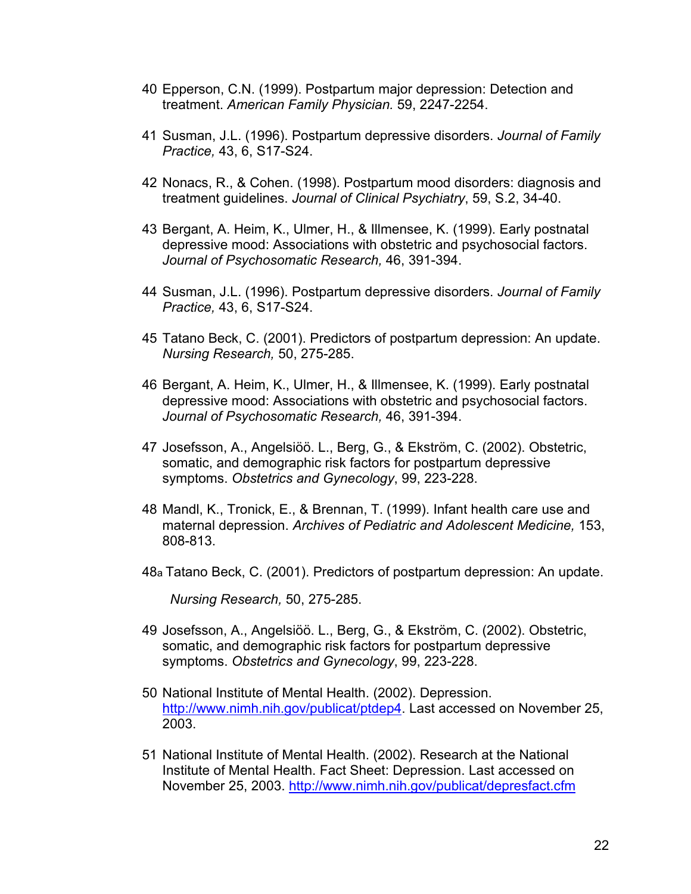40 Epperson, C.N. (1999). Postpartum major depression: Detection and treatment. *American Family Physician.* 59, 2247-2254.

41 Susman, J.L. (1996). Postpartum depressive disorders. *Journal of Family Practice,* 43, 6, S17-S24.

42 Nonacs, R., & Cohen. (1998). Postpartum mood disorders: diagnosis and treatment guidelines. *Journal of Clinical Psychiatry*, 59, S.2, 34-40.

43 Bergant, A. Heim, K., Ulmer, H., & Illmensee, K. (1999). Early postnatal depressive mood: Associations with obstetric and psychosocial factors. *Journal of Psychosomatic Research,* 46, 391-394.

44 Susman, J.L. (1996). Postpartum depressive disorders. *Journal of Family Practice,* 43, 6, S17-S24.

45 Tatano Beck, C. (2001). Predictors of postpartum depression: An update. *Nursing Research,* 50, 275-285.

46 Bergant, A. Heim, K., Ulmer, H., & Illmensee, K. (1999). Early postnatal depressive mood: Associations with obstetric and psychosocial factors. *Journal of Psychosomatic Research,* 46, 391-394.

47 Josefsson, A., Angelsiöö. L., Berg, G., & Ekström, C. (2002). Obstetric, somatic, and demographic risk factors for postpartum depressive symptoms. *Obstetrics and Gynecology*, 99, 223-228.

48 Mandl, K., Tronick, E., & Brennan, T. (1999). Infant health care use and maternal depression. *Archives of Pediatric and Adolescent Medicine,* 153, 808-813.

48a Tatano Beck, C. (2001). Predictors of postpartum depression: An update.

*Nursing Research,* 50, 275-285.

49 Josefsson, A., Angelsiöö. L., Berg, G., & Ekström, C. (2002). Obstetric, somatic, and demographic risk factors for postpartum depressive symptoms. *Obstetrics and Gynecology*, 99, 223-228.

50 National Institute of Mental Health. (2002). Depression. http://www.nimh.nih.gov/publicat/ptdep4. Last accessed on November 25, 2003.

51 National Institute of Mental Health. (2002). Research at the National Institute of Mental Health. Fact Sheet: Depression. Last accessed on November 25, 2003. http://www.nimh.nih.gov/publicat/depresfact.cfm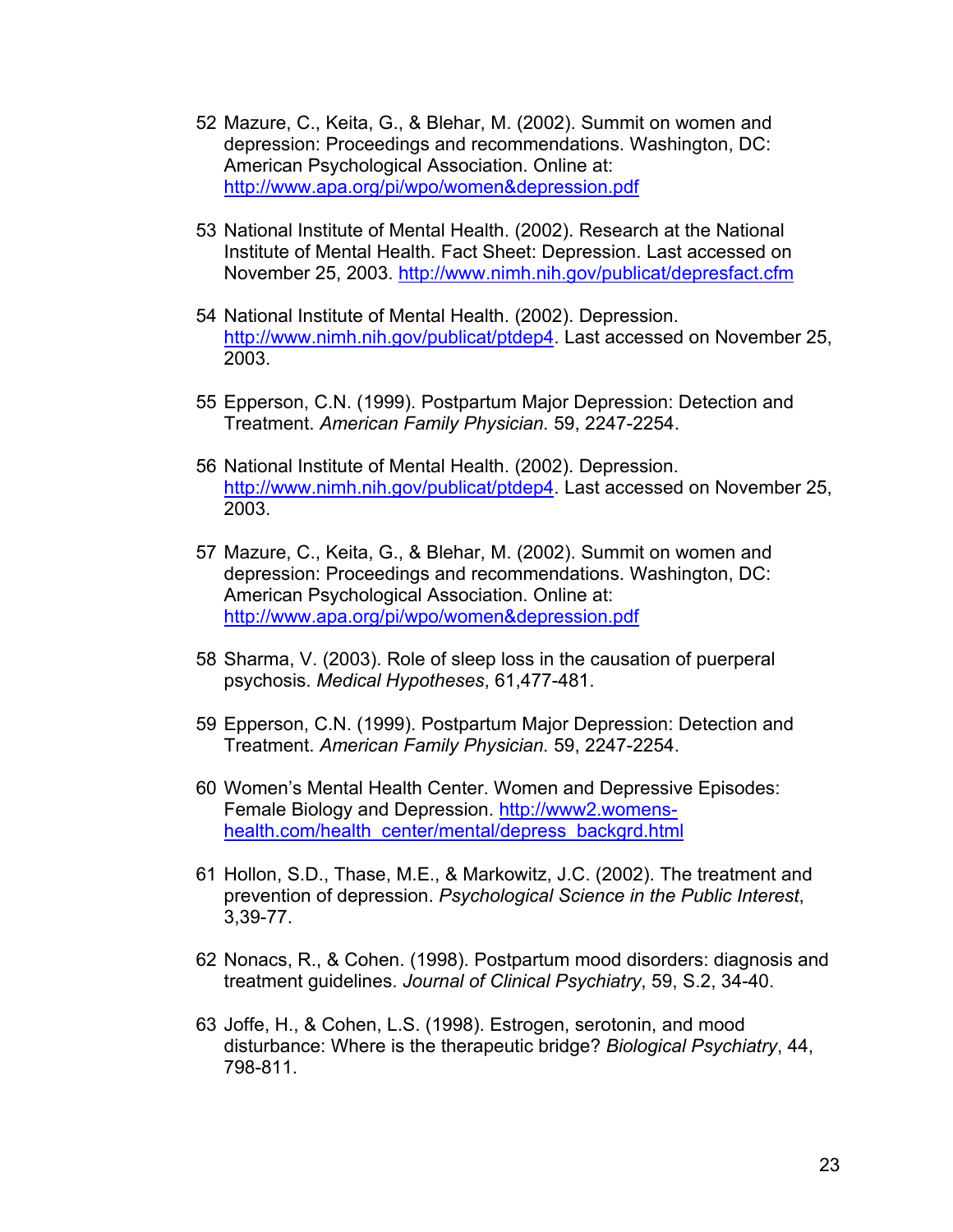52 Mazure, C., Keita, G., & Blehar, M. (2002). Summit on women and depression: Proceedings and recommendations. Washington, DC: American Psychological Association. Online at: http://www.apa.org/pi/wpo/women&depression.pdf

53 National Institute of Mental Health. (2002). Research at the National Institute of Mental Health. Fact Sheet: Depression. Last accessed on November 25, 2003. http://www.nimh.nih.gov/publicat/depresfact.cfm

54 National Institute of Mental Health. (2002). Depression. http://www.nimh.nih.gov/publicat/ptdep4. Last accessed on November 25, 2003.

55 Epperson, C.N. (1999). Postpartum Major Depression: Detection and Treatment. *American Family Physician.* 59, 2247-2254.

56 National Institute of Mental Health. (2002). Depression. http://www.nimh.nih.gov/publicat/ptdep4. Last accessed on November 25, 2003.

57 Mazure, C., Keita, G., & Blehar, M. (2002). Summit on women and depression: Proceedings and recommendations. Washington, DC: American Psychological Association. Online at: http://www.apa.org/pi/wpo/women&depression.pdf

58 Sharma, V. (2003). Role of sleep loss in the causation of puerperal psychosis. *Medical Hypotheses*, 61,477-481.

59 Epperson, C.N. (1999). Postpartum Major Depression: Detection and Treatment. *American Family Physician.* 59, 2247-2254.

60 Women's Mental Health Center. Women and Depressive Episodes: Female Biology and Depression. http://www2.womens-health.com/health_center/mental/depress_backgrd.html

61 Hollon, S.D., Thase, M.E., & Markowitz, J.C. (2002). The treatment and prevention of depression. *Psychological Science in the Public Interest*, 3,39-77.

62 Nonacs, R., & Cohen. (1998). Postpartum mood disorders: diagnosis and treatment guidelines. *Journal of Clinical Psychiatry*, 59, S.2, 34-40.

63 Joffe, H., & Cohen, L.S. (1998). Estrogen, serotonin, and mood disturbance: Where is the therapeutic bridge? *Biological Psychiatry*, 44, 798-811.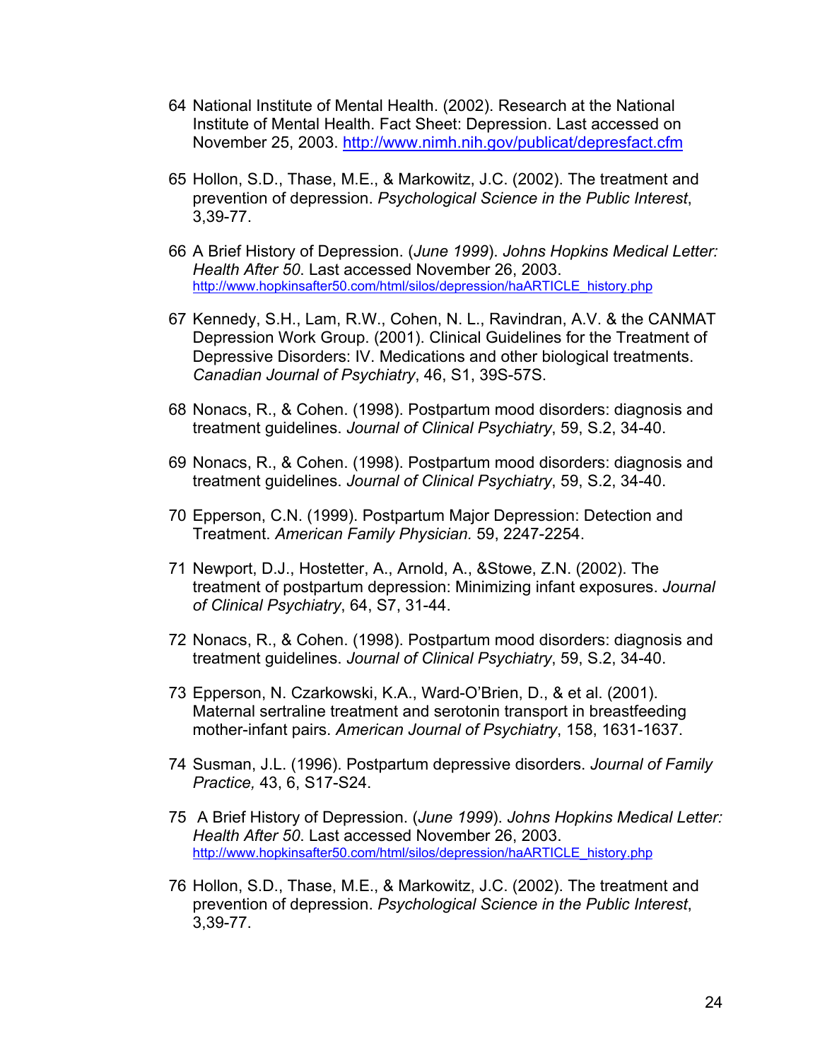64 National Institute of Mental Health. (2002). Research at the National Institute of Mental Health. Fact Sheet: Depression. Last accessed on November 25, 2003. http://www.nimh.nih.gov/publicat/depresfact.cfm

65 Hollon, S.D., Thase, M.E., & Markowitz, J.C. (2002). The treatment and prevention of depression. *Psychological Science in the Public Interest*, 3,39-77.

66 A Brief History of Depression. (*June 1999*). *Johns Hopkins Medical Letter: Health After 50*. Last accessed November 26, 2003. http://www.hopkinsafter50.com/html/silos/depression/haARTICLE_history.php

67 Kennedy, S.H., Lam, R.W., Cohen, N. L., Ravindran, A.V. & the CANMAT Depression Work Group. (2001). Clinical Guidelines for the Treatment of Depressive Disorders: IV. Medications and other biological treatments. *Canadian Journal of Psychiatry*, 46, S1, 39S-57S.

68 Nonacs, R., & Cohen. (1998). Postpartum mood disorders: diagnosis and treatment guidelines. *Journal of Clinical Psychiatry*, 59, S.2, 34-40.

69 Nonacs, R., & Cohen. (1998). Postpartum mood disorders: diagnosis and treatment guidelines. *Journal of Clinical Psychiatry*, 59, S.2, 34-40.

70 Epperson, C.N. (1999). Postpartum Major Depression: Detection and Treatment. *American Family Physician.* 59, 2247-2254.

71 Newport, D.J., Hostetter, A., Arnold, A., &Stowe, Z.N. (2002). The treatment of postpartum depression: Minimizing infant exposures. *Journal of Clinical Psychiatry*, 64, S7, 31-44.

72 Nonacs, R., & Cohen. (1998). Postpartum mood disorders: diagnosis and treatment guidelines. *Journal of Clinical Psychiatry*, 59, S.2, 34-40.

73 Epperson, N. Czarkowski, K.A., Ward-O'Brien, D., & et al. (2001). Maternal sertraline treatment and serotonin transport in breastfeeding mother-infant pairs. *American Journal of Psychiatry*, 158, 1631-1637.

74 Susman, J.L. (1996). Postpartum depressive disorders. *Journal of Family Practice,* 43, 6, S17-S24.

75 A Brief History of Depression. (*June 1999*). *Johns Hopkins Medical Letter: Health After 50*. Last accessed November 26, 2003. http://www.hopkinsafter50.com/html/silos/depression/haARTICLE_history.php

76 Hollon, S.D., Thase, M.E., & Markowitz, J.C. (2002). The treatment and prevention of depression. *Psychological Science in the Public Interest*, 3,39-77.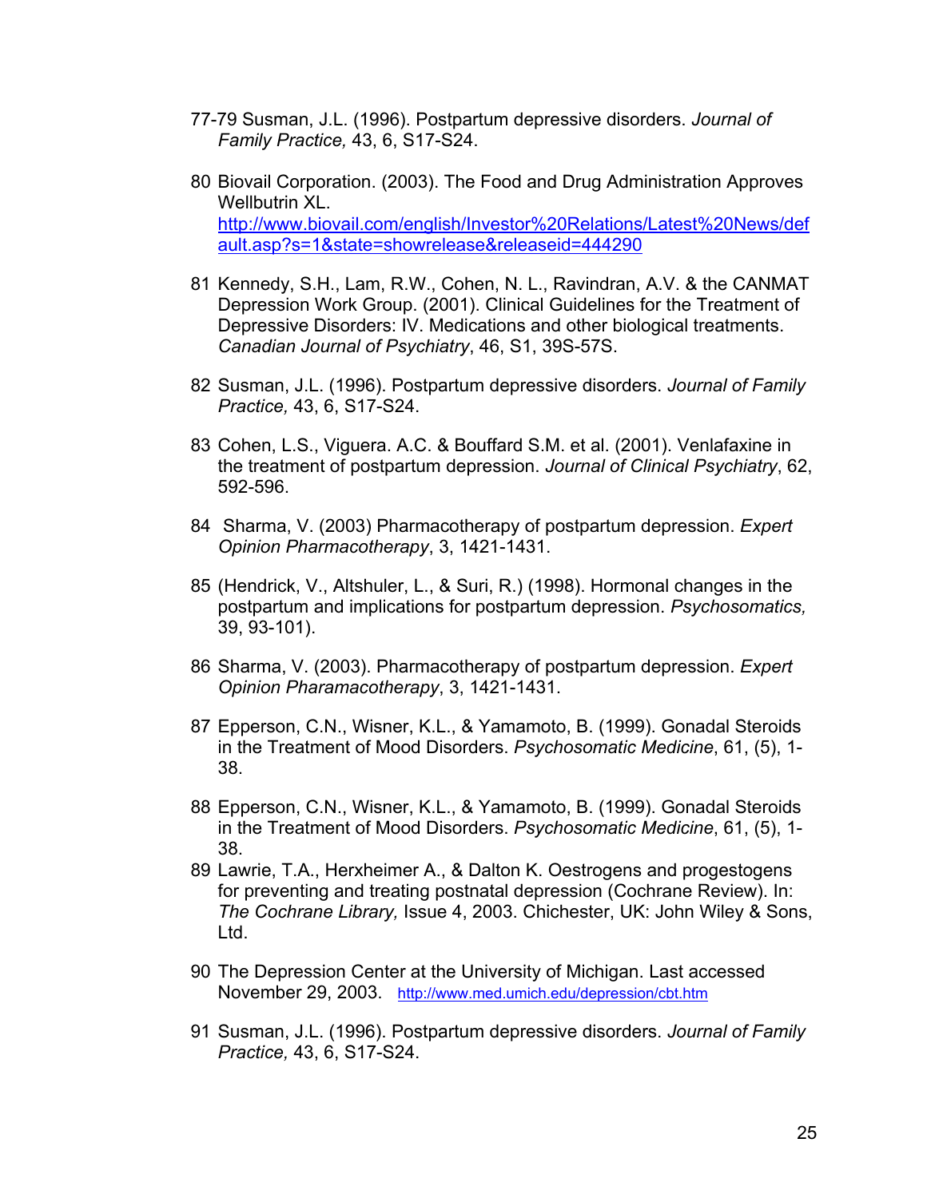77-79 Susman, J.L. (1996). Postpartum depressive disorders. *Journal of Family Practice,* 43, 6, S17-S24.

80 Biovail Corporation. (2003). The Food and Drug Administration Approves Wellbutrin XL. http://www.biovail.com/english/Investor%20Relations/Latest%20News/default.asp?s=1&state=showrelease&releaseid=444290

81 Kennedy, S.H., Lam, R.W., Cohen, N. L., Ravindran, A.V. & the CANMAT Depression Work Group. (2001). Clinical Guidelines for the Treatment of Depressive Disorders: IV. Medications and other biological treatments. *Canadian Journal of Psychiatry*, 46, S1, 39S-57S.

82 Susman, J.L. (1996). Postpartum depressive disorders. *Journal of Family Practice,* 43, 6, S17-S24.

83 Cohen, L.S., Viguera. A.C. & Bouffard S.M. et al. (2001). Venlafaxine in the treatment of postpartum depression. *Journal of Clinical Psychiatry*, 62, 592-596.

84 Sharma, V. (2003) Pharmacotherapy of postpartum depression. *Expert Opinion Pharmacotherapy*, 3, 1421-1431.

85 (Hendrick, V., Altshuler, L., & Suri, R.) (1998). Hormonal changes in the postpartum and implications for postpartum depression. *Psychosomatics,* 39, 93-101).

86 Sharma, V. (2003). Pharmacotherapy of postpartum depression. *Expert Opinion Pharamacotherapy*, 3, 1421-1431.

87 Epperson, C.N., Wisner, K.L., & Yamamoto, B. (1999). Gonadal Steroids in the Treatment of Mood Disorders. *Psychosomatic Medicine*, 61, (5), 1-38.

88 Epperson, C.N., Wisner, K.L., & Yamamoto, B. (1999). Gonadal Steroids in the Treatment of Mood Disorders. *Psychosomatic Medicine*, 61, (5), 1-38.

89 Lawrie, T.A., Herxheimer A., & Dalton K. Oestrogens and progestogens for preventing and treating postnatal depression (Cochrane Review). In: *The Cochrane Library,* Issue 4, 2003. Chichester, UK: John Wiley & Sons, Ltd.

90 The Depression Center at the University of Michigan. Last accessed November 29, 2003. http://www.med.umich.edu/depression/cbt.htm

91 Susman, J.L. (1996). Postpartum depressive disorders. *Journal of Family Practice,* 43, 6, S17-S24.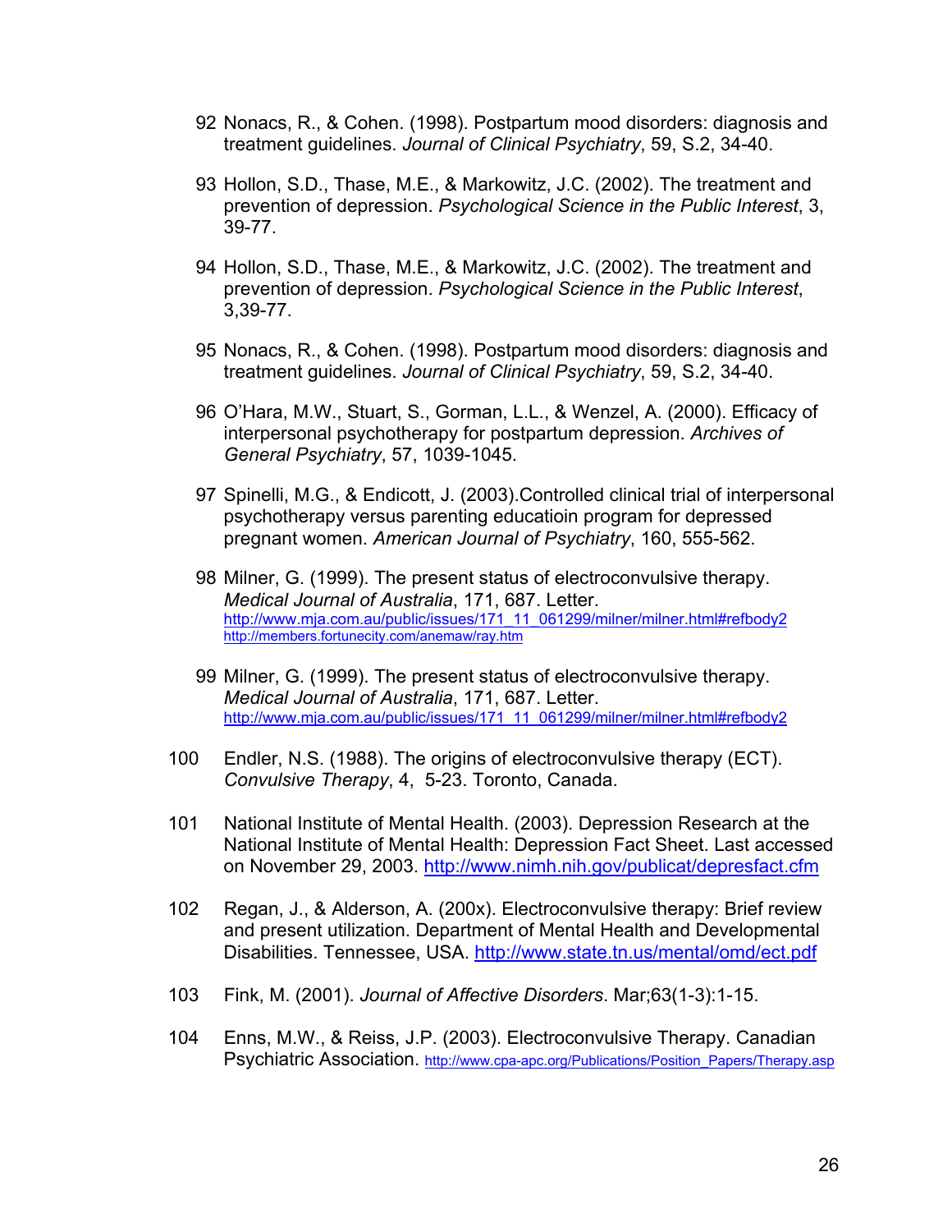92 Nonacs, R., & Cohen. (1998). Postpartum mood disorders: diagnosis and treatment guidelines. *Journal of Clinical Psychiatry*, 59, S.2, 34-40.

93 Hollon, S.D., Thase, M.E., & Markowitz, J.C. (2002). The treatment and prevention of depression. *Psychological Science in the Public Interest*, 3, 39-77.

94 Hollon, S.D., Thase, M.E., & Markowitz, J.C. (2002). The treatment and prevention of depression. *Psychological Science in the Public Interest*, 3,39-77.

95 Nonacs, R., & Cohen. (1998). Postpartum mood disorders: diagnosis and treatment guidelines. *Journal of Clinical Psychiatry*, 59, S.2, 34-40.

96 O'Hara, M.W., Stuart, S., Gorman, L.L., & Wenzel, A. (2000). Efficacy of interpersonal psychotherapy for postpartum depression. *Archives of General Psychiatry*, 57, 1039-1045.

97 Spinelli, M.G., & Endicott, J. (2003).Controlled clinical trial of interpersonal psychotherapy versus parenting educatioin program for depressed pregnant women. *American Journal of Psychiatry*, 160, 555-562.

98 Milner, G. (1999). The present status of electroconvulsive therapy. *Medical Journal of Australia*, 171, 687. Letter. http://www.mja.com.au/public/issues/171_11_061299/milner/milner.html#refbody2 http://members.fortunecity.com/anemaw/ray.htm

99 Milner, G. (1999). The present status of electroconvulsive therapy. *Medical Journal of Australia*, 171, 687. Letter. http://www.mja.com.au/public/issues/171_11_061299/milner/milner.html#refbody2

100 Endler, N.S. (1988). The origins of electroconvulsive therapy (ECT). *Convulsive Therapy*, 4, 5-23. Toronto, Canada.

101 National Institute of Mental Health. (2003). Depression Research at the National Institute of Mental Health: Depression Fact Sheet. Last accessed on November 29, 2003. http://www.nimh.nih.gov/publicat/depresfact.cfm

102 Regan, J., & Alderson, A. (200x). Electroconvulsive therapy: Brief review and present utilization. Department of Mental Health and Developmental Disabilities. Tennessee, USA. http://www.state.tn.us/mental/omd/ect.pdf

103 Fink, M. (2001). *Journal of Affective Disorders*. Mar;63(1-3):1-15.

104 Enns, M.W., & Reiss, J.P. (2003). Electroconvulsive Therapy. Canadian Psychiatric Association. http://www.cpa-apc.org/Publications/Position_Papers/Therapy.asp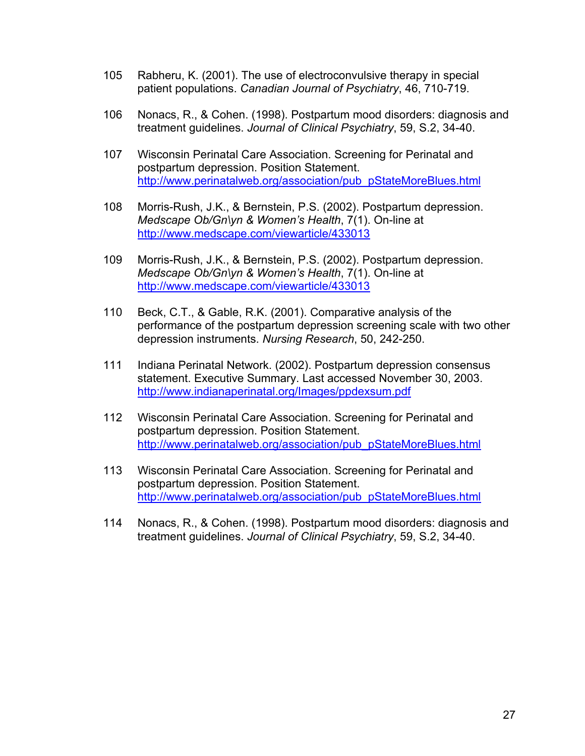105 Rabheru, K. (2001). The use of electroconvulsive therapy in special patient populations. *Canadian Journal of Psychiatry*, 46, 710-719.

106 Nonacs, R., & Cohen. (1998). Postpartum mood disorders: diagnosis and treatment guidelines. *Journal of Clinical Psychiatry*, 59, S.2, 34-40.

107 Wisconsin Perinatal Care Association. Screening for Perinatal and postpartum depression. Position Statement. http://www.perinatalweb.org/association/pub_pStateMoreBlues.html

108 Morris-Rush, J.K., & Bernstein, P.S. (2002). Postpartum depression. *Medscape Ob/Gn\yn & Women's Health*, 7(1). On-line at http://www.medscape.com/viewarticle/433013

109 Morris-Rush, J.K., & Bernstein, P.S. (2002). Postpartum depression. *Medscape Ob/Gn\yn & Women's Health*, 7(1). On-line at http://www.medscape.com/viewarticle/433013

110 Beck, C.T., & Gable, R.K. (2001). Comparative analysis of the performance of the postpartum depression screening scale with two other depression instruments. *Nursing Research*, 50, 242-250.

111 Indiana Perinatal Network. (2002). Postpartum depression consensus statement. Executive Summary. Last accessed November 30, 2003. http://www.indianaperinatal.org/Images/ppdexsum.pdf

112 Wisconsin Perinatal Care Association. Screening for Perinatal and postpartum depression. Position Statement. http://www.perinatalweb.org/association/pub_pStateMoreBlues.html

113 Wisconsin Perinatal Care Association. Screening for Perinatal and postpartum depression. Position Statement. http://www.perinatalweb.org/association/pub_pStateMoreBlues.html

114 Nonacs, R., & Cohen. (1998). Postpartum mood disorders: diagnosis and treatment guidelines. *Journal of Clinical Psychiatry*, 59, S.2, 34-40.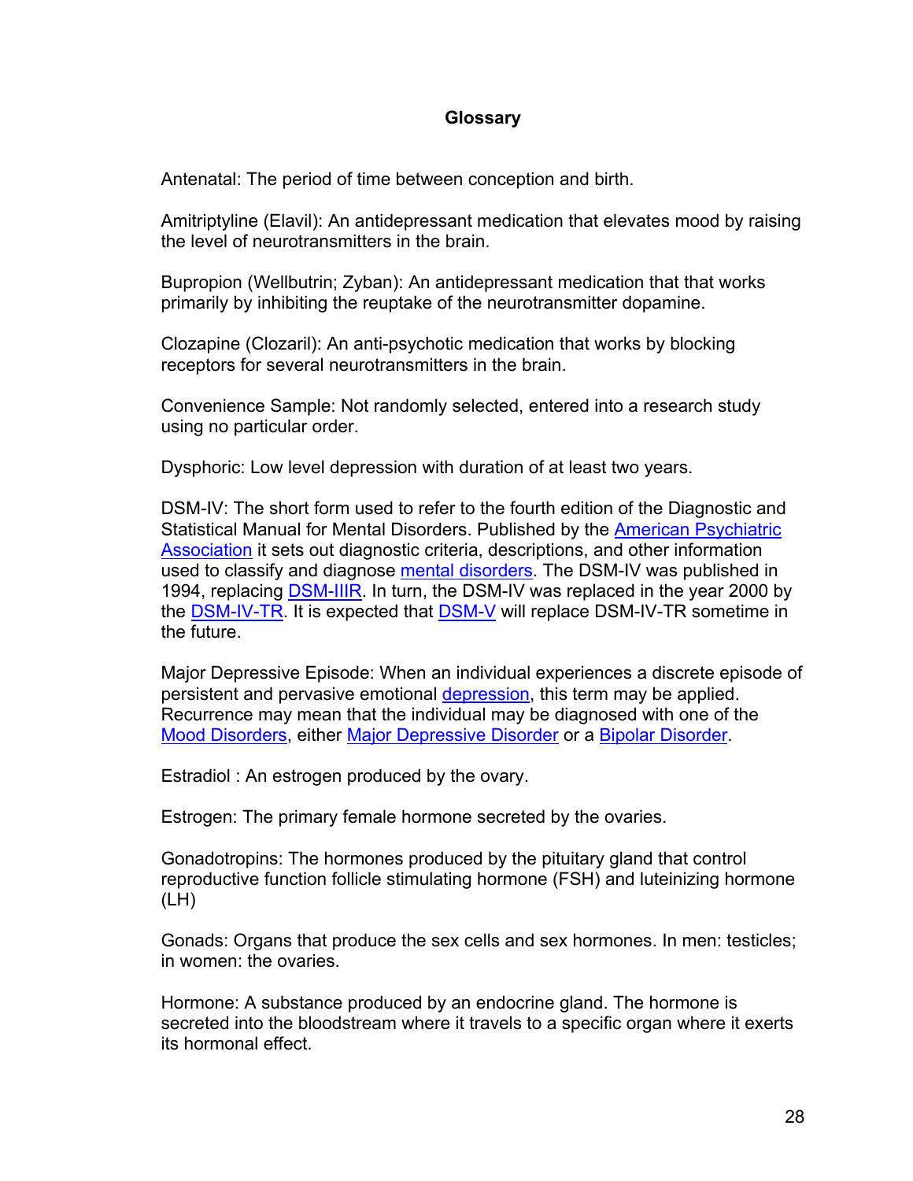## Glossary

Antenatal: The period of time between conception and birth.

Amitriptyline (Elavil): An antidepressant medication that elevates mood by raising the level of neurotransmitters in the brain.

Bupropion (Wellbutrin; Zyban): An antidepressant medication that that works primarily by inhibiting the reuptake of the neurotransmitter dopamine.

Clozapine (Clozaril): An anti-psychotic medication that works by blocking receptors for several neurotransmitters in the brain.

Convenience Sample: Not randomly selected, entered into a research study using no particular order.

Dysphoric: Low level depression with duration of at least two years.

DSM-IV: The short form used to refer to the fourth edition of the Diagnostic and Statistical Manual for Mental Disorders. Published by the American Psychiatric Association it sets out diagnostic criteria, descriptions, and other information used to classify and diagnose mental disorders. The DSM-IV was published in 1994, replacing DSM-IIIR. In turn, the DSM-IV was replaced in the year 2000 by the DSM-IV-TR. It is expected that DSM-V will replace DSM-IV-TR sometime in the future.

Major Depressive Episode: When an individual experiences a discrete episode of persistent and pervasive emotional depression, this term may be applied. Recurrence may mean that the individual may be diagnosed with one of the Mood Disorders, either Major Depressive Disorder or a Bipolar Disorder.

Estradiol : An estrogen produced by the ovary.

Estrogen: The primary female hormone secreted by the ovaries.

Gonadotropins: The hormones produced by the pituitary gland that control reproductive function follicle stimulating hormone (FSH) and luteinizing hormone (LH)

Gonads: Organs that produce the sex cells and sex hormones. In men: testicles; in women: the ovaries.

Hormone: A substance produced by an endocrine gland. The hormone is secreted into the bloodstream where it travels to a specific organ where it exerts its hormonal effect.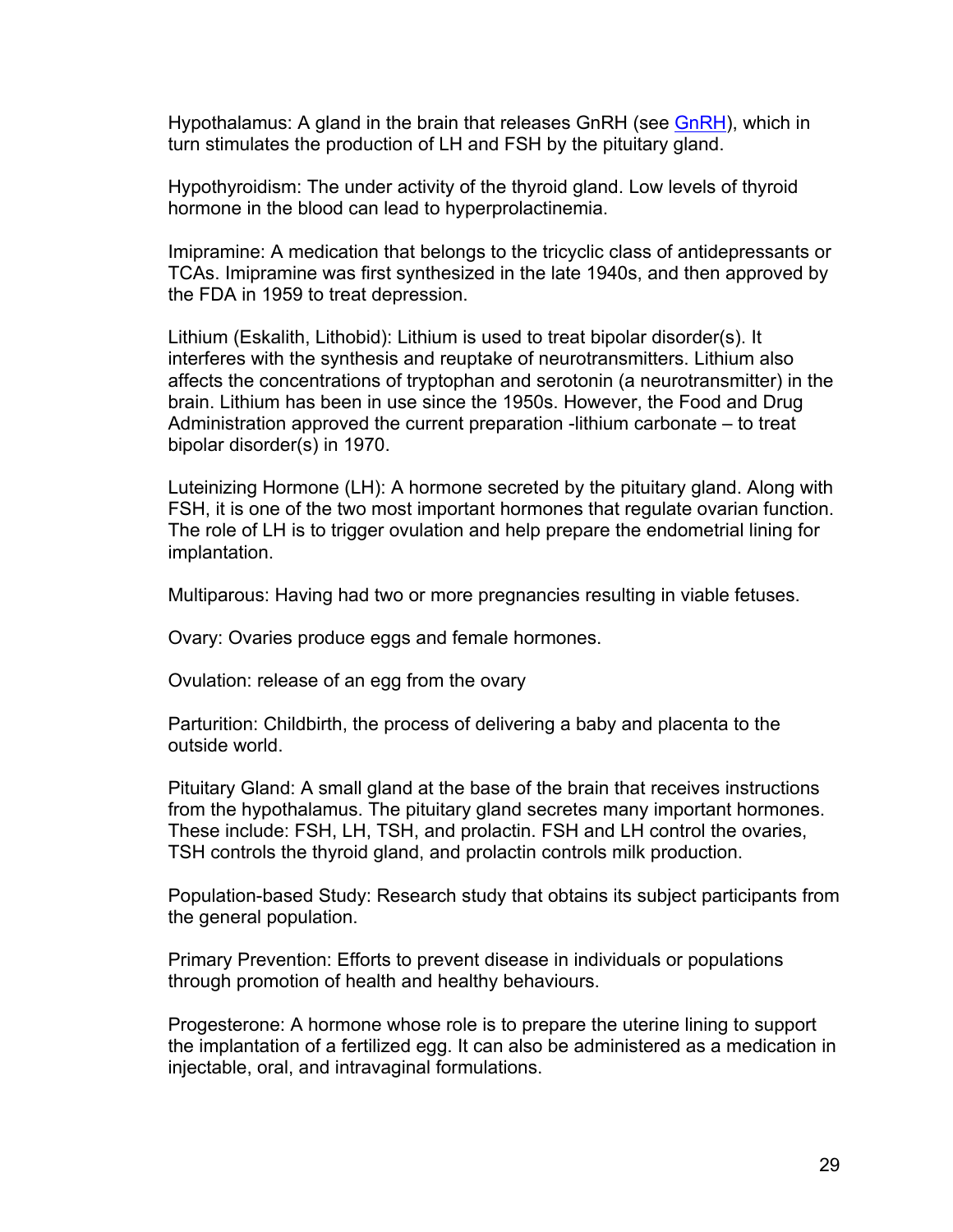Hypothalamus: A gland in the brain that releases GnRH (see GnRH), which in turn stimulates the production of LH and FSH by the pituitary gland.

Hypothyroidism: The under activity of the thyroid gland. Low levels of thyroid hormone in the blood can lead to hyperprolactinemia.

Imipramine: A medication that belongs to the tricyclic class of antidepressants or TCAs. Imipramine was first synthesized in the late 1940s, and then approved by the FDA in 1959 to treat depression.

Lithium (Eskalith, Lithobid): Lithium is used to treat bipolar disorder(s). It interferes with the synthesis and reuptake of neurotransmitters. Lithium also affects the concentrations of tryptophan and serotonin (a neurotransmitter) in the brain. Lithium has been in use since the 1950s. However, the Food and Drug Administration approved the current preparation -lithium carbonate – to treat bipolar disorder(s) in 1970.

Luteinizing Hormone (LH): A hormone secreted by the pituitary gland. Along with FSH, it is one of the two most important hormones that regulate ovarian function. The role of LH is to trigger ovulation and help prepare the endometrial lining for implantation.

Multiparous: Having had two or more pregnancies resulting in viable fetuses.

Ovary: Ovaries produce eggs and female hormones.

Ovulation: release of an egg from the ovary

Parturition: Childbirth, the process of delivering a baby and placenta to the outside world.

Pituitary Gland: A small gland at the base of the brain that receives instructions from the hypothalamus. The pituitary gland secretes many important hormones. These include: FSH, LH, TSH, and prolactin. FSH and LH control the ovaries, TSH controls the thyroid gland, and prolactin controls milk production.

Population-based Study: Research study that obtains its subject participants from the general population.

Primary Prevention: Efforts to prevent disease in individuals or populations through promotion of health and healthy behaviours.

Progesterone: A hormone whose role is to prepare the uterine lining to support the implantation of a fertilized egg. It can also be administered as a medication in injectable, oral, and intravaginal formulations.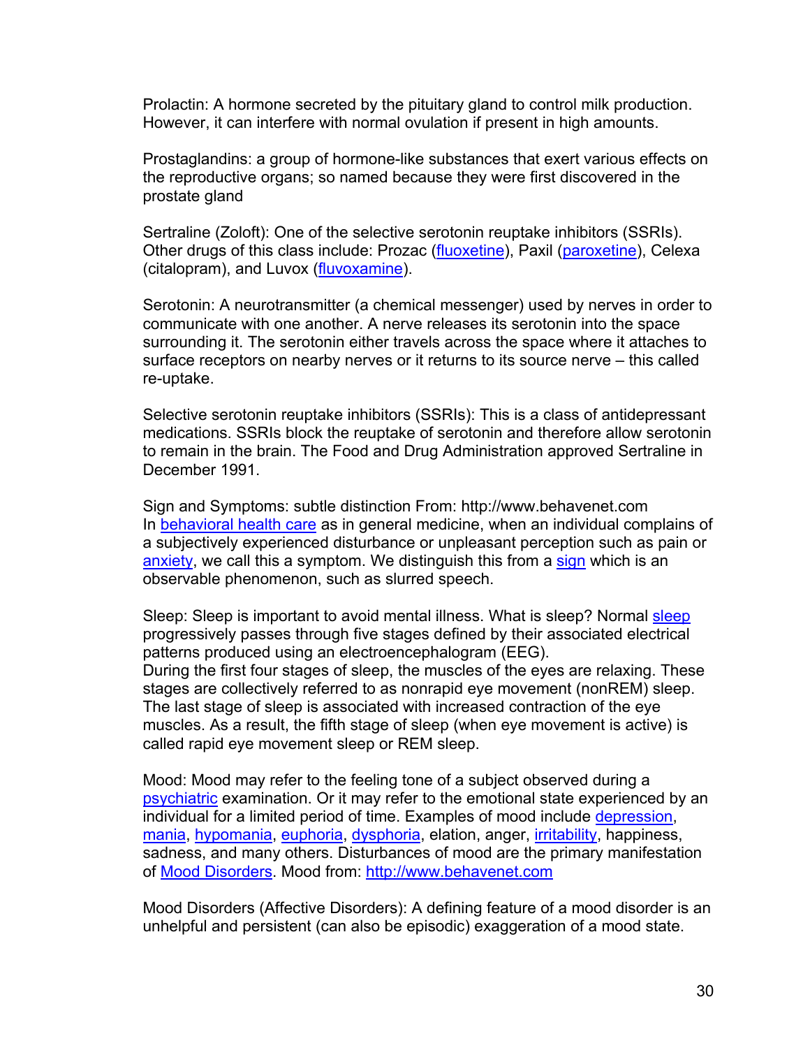Prolactin: A hormone secreted by the pituitary gland to control milk production. However, it can interfere with normal ovulation if present in high amounts.

Prostaglandins: a group of hormone-like substances that exert various effects on the reproductive organs; so named because they were first discovered in the prostate gland

Sertraline (Zoloft): One of the selective serotonin reuptake inhibitors (SSRIs). Other drugs of this class include: Prozac (fluoxetine), Paxil (paroxetine), Celexa (citalopram), and Luvox (fluvoxamine).

Serotonin: A neurotransmitter (a chemical messenger) used by nerves in order to communicate with one another. A nerve releases its serotonin into the space surrounding it. The serotonin either travels across the space where it attaches to surface receptors on nearby nerves or it returns to its source nerve – this called re-uptake.

Selective serotonin reuptake inhibitors (SSRIs): This is a class of antidepressant medications. SSRIs block the reuptake of serotonin and therefore allow serotonin to remain in the brain. The Food and Drug Administration approved Sertraline in December 1991.

Sign and Symptoms: subtle distinction From: http://www.behavenet.com
In behavioral health care as in general medicine, when an individual complains of a subjectively experienced disturbance or unpleasant perception such as pain or anxiety, we call this a symptom. We distinguish this from a sign which is an observable phenomenon, such as slurred speech.

Sleep: Sleep is important to avoid mental illness. What is sleep? Normal sleep progressively passes through five stages defined by their associated electrical patterns produced using an electroencephalogram (EEG).
During the first four stages of sleep, the muscles of the eyes are relaxing. These stages are collectively referred to as nonrapid eye movement (nonREM) sleep. The last stage of sleep is associated with increased contraction of the eye muscles. As a result, the fifth stage of sleep (when eye movement is active) is called rapid eye movement sleep or REM sleep.

Mood: Mood may refer to the feeling tone of a subject observed during a psychiatric examination. Or it may refer to the emotional state experienced by an individual for a limited period of time. Examples of mood include depression, mania, hypomania, euphoria, dysphoria, elation, anger, irritability, happiness, sadness, and many others. Disturbances of mood are the primary manifestation of Mood Disorders. Mood from: http://www.behavenet.com

Mood Disorders (Affective Disorders): A defining feature of a mood disorder is an unhelpful and persistent (can also be episodic) exaggeration of a mood state.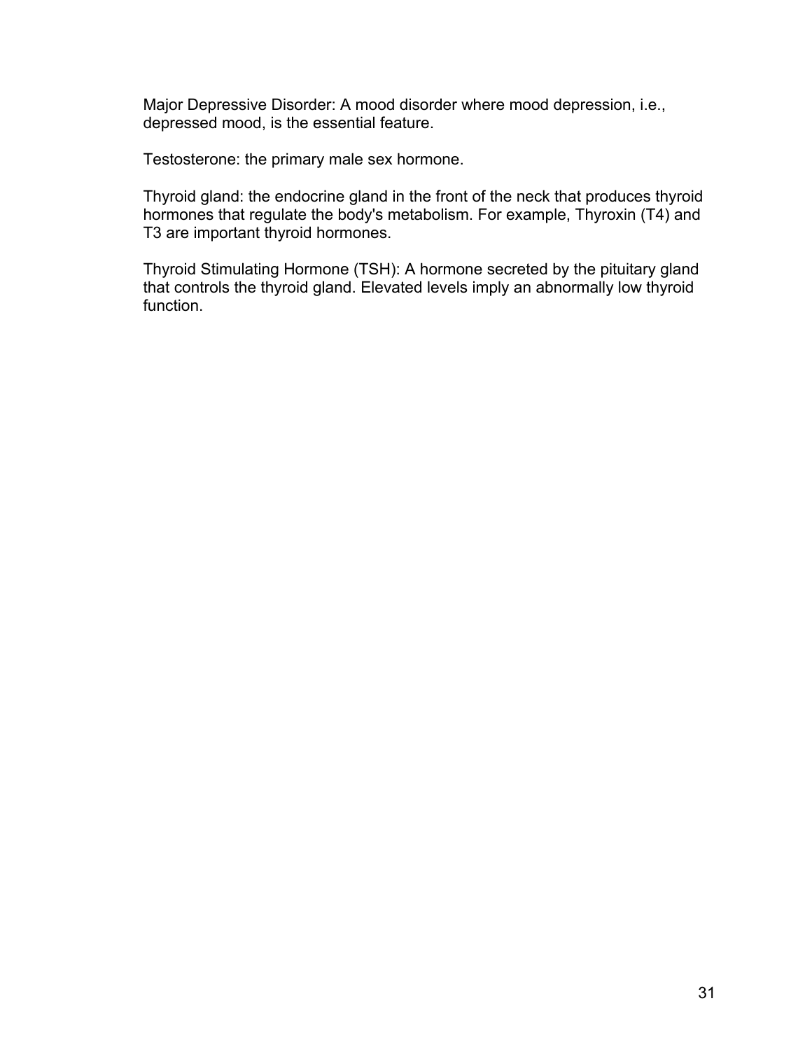Major Depressive Disorder: A mood disorder where mood depression, i.e., depressed mood, is the essential feature.

Testosterone: the primary male sex hormone.

Thyroid gland: the endocrine gland in the front of the neck that produces thyroid hormones that regulate the body's metabolism. For example, Thyroxin (T4) and T3 are important thyroid hormones.

Thyroid Stimulating Hormone (TSH): A hormone secreted by the pituitary gland that controls the thyroid gland. Elevated levels imply an abnormally low thyroid function.